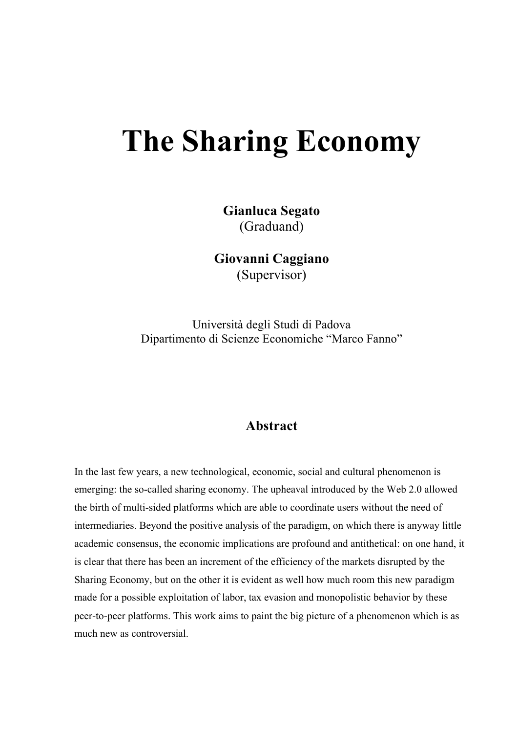# The Sharing Economy

**Gianluca Segato**
(Graduand)

**Giovanni Caggiano**
(Supervisor)

Università degli Studi di Padova
Dipartimento di Scienze Economiche "Marco Fanno"

## Abstract

In the last few years, a new technological, economic, social and cultural phenomenon is emerging: the so-called sharing economy. The upheaval introduced by the Web 2.0 allowed the birth of multi-sided platforms which are able to coordinate users without the need of intermediaries. Beyond the positive analysis of the paradigm, on which there is anyway little academic consensus, the economic implications are profound and antithetical: on one hand, it is clear that there has been an increment of the efficiency of the markets disrupted by the Sharing Economy, but on the other it is evident as well how much room this new paradigm made for a possible exploitation of labor, tax evasion and monopolistic behavior by these peer-to-peer platforms. This work aims to paint the big picture of a phenomenon which is as much new as controversial.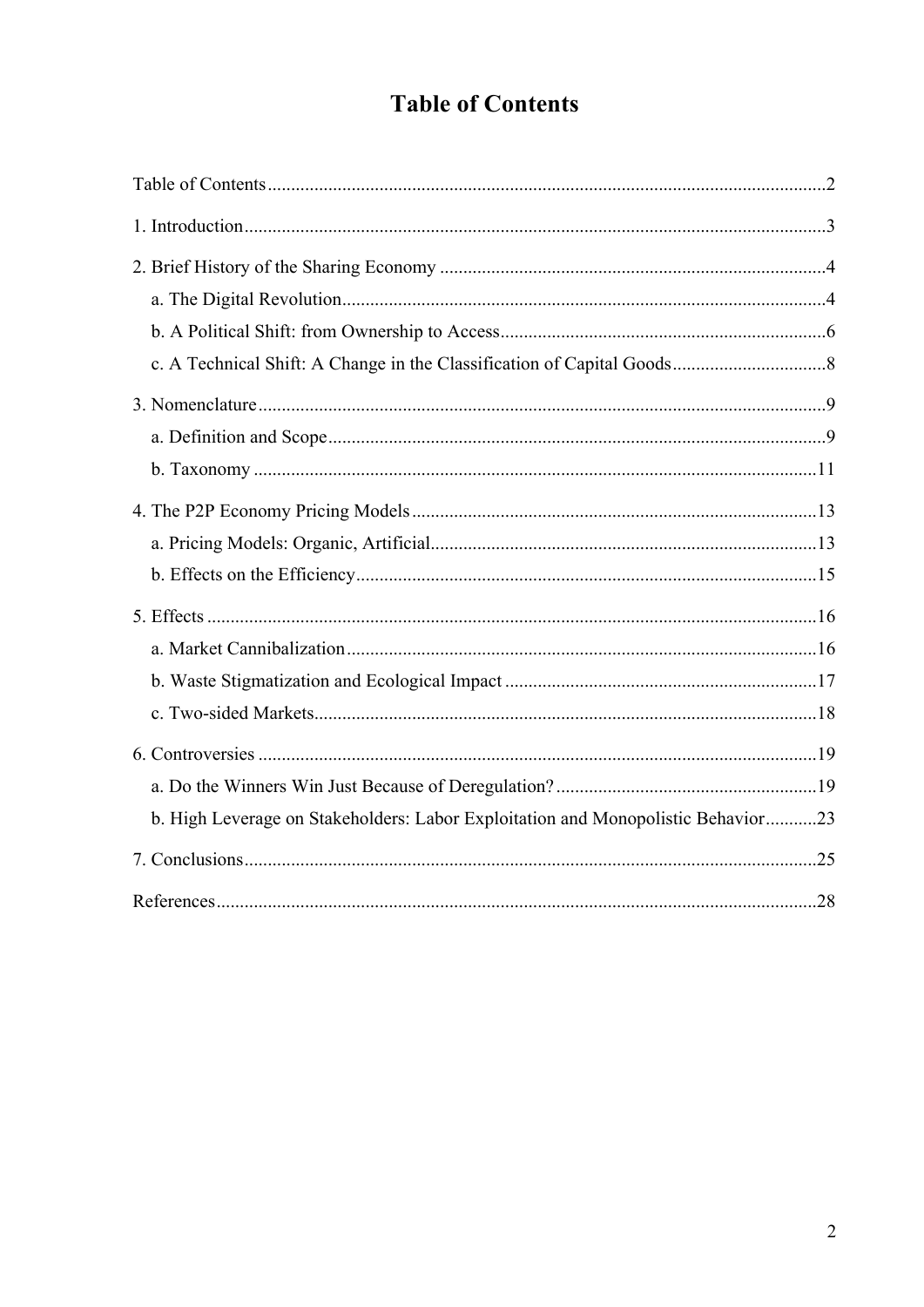# Table of Contents

Table of Contents .......... 2

1. Introduction .......... 3

2. Brief History of the Sharing Economy .......... 4
   - a. The Digital Revolution .......... 4
   - b. A Political Shift: from Ownership to Access .......... 6
   - c. A Technical Shift: A Change in the Classification of Capital Goods .......... 8

3. Nomenclature .......... 9
   - a. Definition and Scope .......... 9
   - b. Taxonomy .......... 11

4. The P2P Economy Pricing Models .......... 13
   - a. Pricing Models: Organic, Artificial .......... 13
   - b. Effects on the Efficiency .......... 15

5. Effects .......... 16
   - a. Market Cannibalization .......... 16
   - b. Waste Stigmatization and Ecological Impact .......... 17
   - c. Two-sided Markets .......... 18

6. Controversies .......... 19
   - a. Do the Winners Win Just Because of Deregulation? .......... 19
   - b. High Leverage on Stakeholders: Labor Exploitation and Monopolistic Behavior .......... 23

7. Conclusions .......... 25

References .......... 28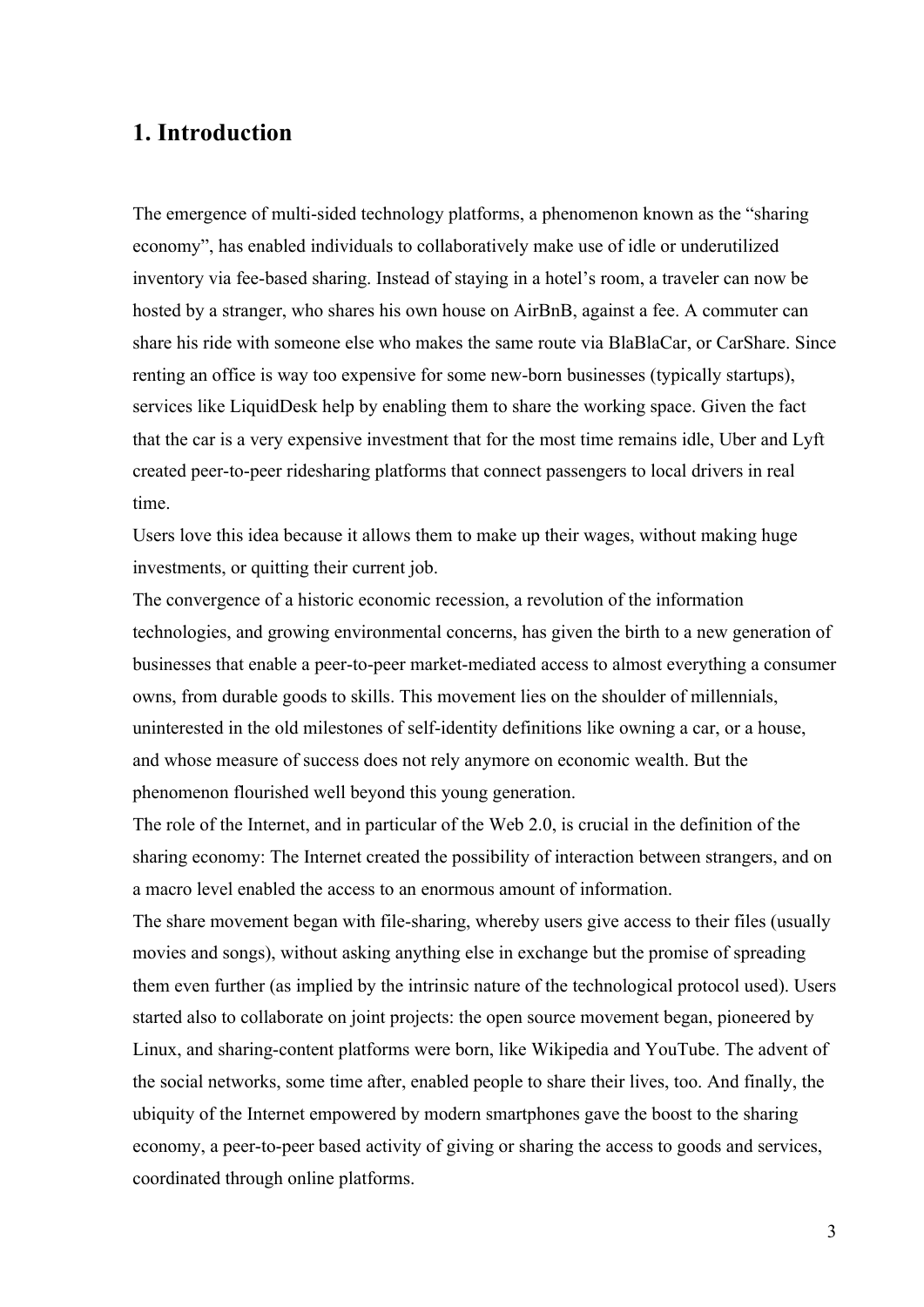# 1. Introduction

The emergence of multi-sided technology platforms, a phenomenon known as the "sharing economy", has enabled individuals to collaboratively make use of idle or underutilized inventory via fee-based sharing. Instead of staying in a hotel's room, a traveler can now be hosted by a stranger, who shares his own house on AirBnB, against a fee. A commuter can share his ride with someone else who makes the same route via BlaBlaCar, or CarShare. Since renting an office is way too expensive for some new-born businesses (typically startups), services like LiquidDesk help by enabling them to share the working space. Given the fact that the car is a very expensive investment that for the most time remains idle, Uber and Lyft created peer-to-peer ridesharing platforms that connect passengers to local drivers in real time.

Users love this idea because it allows them to make up their wages, without making huge investments, or quitting their current job.

The convergence of a historic economic recession, a revolution of the information technologies, and growing environmental concerns, has given the birth to a new generation of businesses that enable a peer-to-peer market-mediated access to almost everything a consumer owns, from durable goods to skills. This movement lies on the shoulder of millennials, uninterested in the old milestones of self-identity definitions like owning a car, or a house, and whose measure of success does not rely anymore on economic wealth. But the phenomenon flourished well beyond this young generation.

The role of the Internet, and in particular of the Web 2.0, is crucial in the definition of the sharing economy: The Internet created the possibility of interaction between strangers, and on a macro level enabled the access to an enormous amount of information.

The share movement began with file-sharing, whereby users give access to their files (usually movies and songs), without asking anything else in exchange but the promise of spreading them even further (as implied by the intrinsic nature of the technological protocol used). Users started also to collaborate on joint projects: the open source movement began, pioneered by Linux, and sharing-content platforms were born, like Wikipedia and YouTube. The advent of the social networks, some time after, enabled people to share their lives, too. And finally, the ubiquity of the Internet empowered by modern smartphones gave the boost to the sharing economy, a peer-to-peer based activity of giving or sharing the access to goods and services, coordinated through online platforms.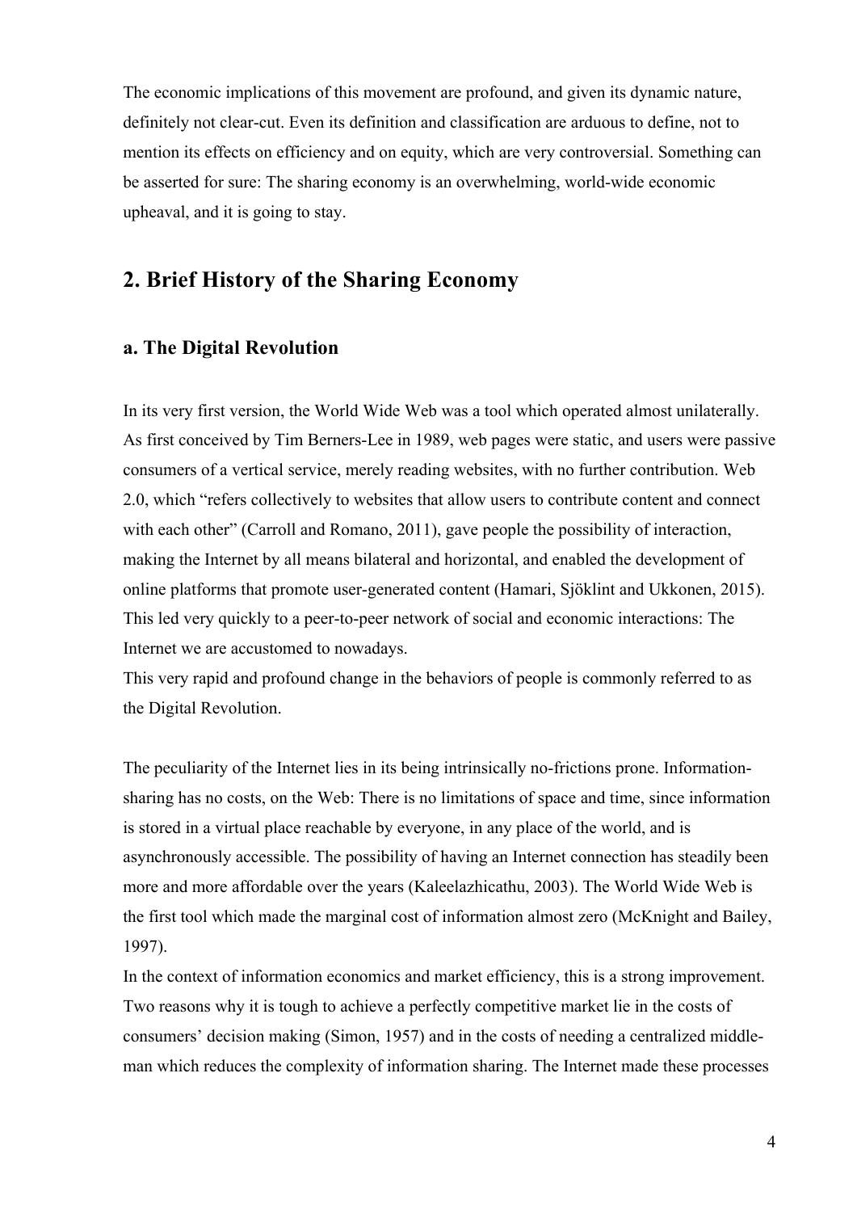The economic implications of this movement are profound, and given its dynamic nature, definitely not clear-cut. Even its definition and classification are arduous to define, not to mention its effects on efficiency and on equity, which are very controversial. Something can be asserted for sure: The sharing economy is an overwhelming, world-wide economic upheaval, and it is going to stay.

## 2. Brief History of the Sharing Economy

### a. The Digital Revolution

In its very first version, the World Wide Web was a tool which operated almost unilaterally. As first conceived by Tim Berners-Lee in 1989, web pages were static, and users were passive consumers of a vertical service, merely reading websites, with no further contribution. Web 2.0, which "refers collectively to websites that allow users to contribute content and connect with each other" (Carroll and Romano, 2011), gave people the possibility of interaction, making the Internet by all means bilateral and horizontal, and enabled the development of online platforms that promote user-generated content (Hamari, Sjöklint and Ukkonen, 2015). This led very quickly to a peer-to-peer network of social and economic interactions: The Internet we are accustomed to nowadays.
This very rapid and profound change in the behaviors of people is commonly referred to as the Digital Revolution.

The peculiarity of the Internet lies in its being intrinsically no-frictions prone. Information-sharing has no costs, on the Web: There is no limitations of space and time, since information is stored in a virtual place reachable by everyone, in any place of the world, and is asynchronously accessible. The possibility of having an Internet connection has steadily been more and more affordable over the years (Kaleelazhicathu, 2003). The World Wide Web is the first tool which made the marginal cost of information almost zero (McKnight and Bailey, 1997).
In the context of information economics and market efficiency, this is a strong improvement. Two reasons why it is tough to achieve a perfectly competitive market lie in the costs of consumers' decision making (Simon, 1957) and in the costs of needing a centralized middle-man which reduces the complexity of information sharing. The Internet made these processes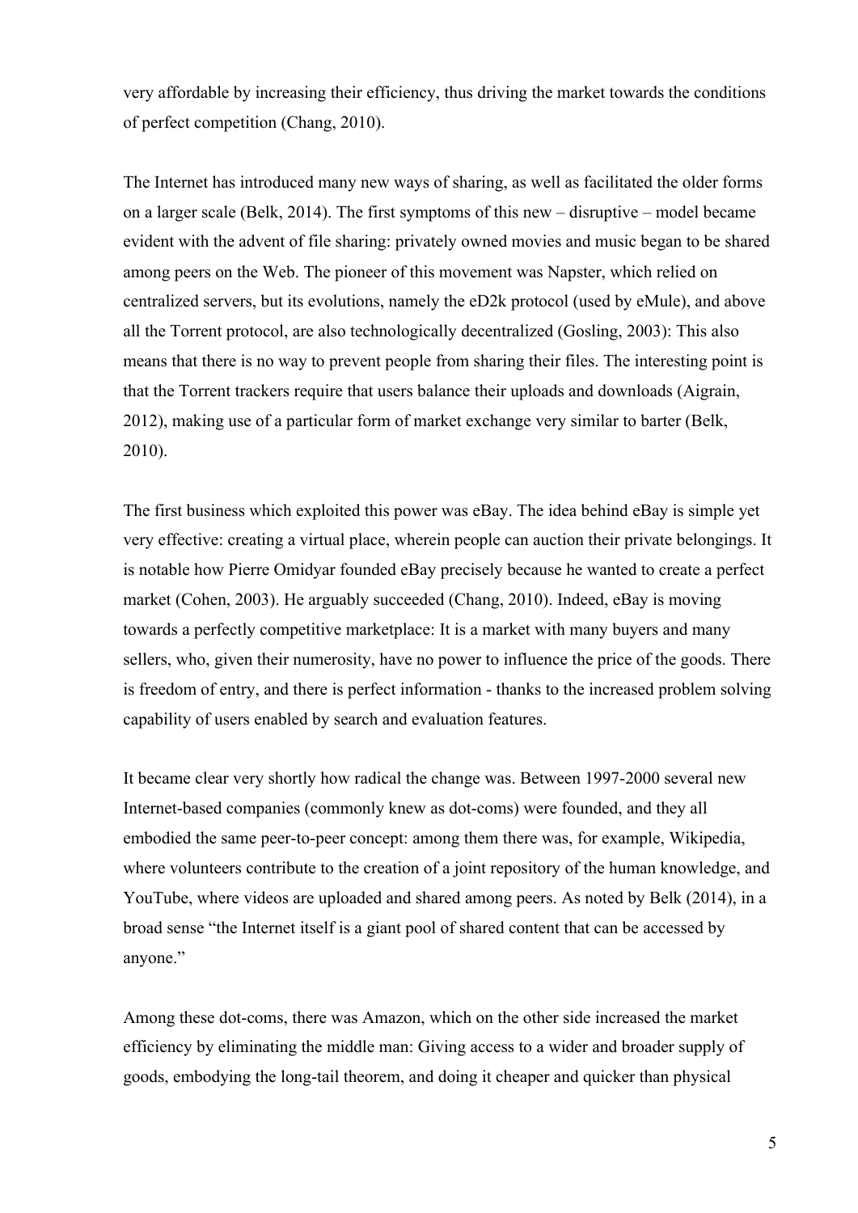very affordable by increasing their efficiency, thus driving the market towards the conditions of perfect competition (Chang, 2010).

The Internet has introduced many new ways of sharing, as well as facilitated the older forms on a larger scale (Belk, 2014). The first symptoms of this new – disruptive – model became evident with the advent of file sharing: privately owned movies and music began to be shared among peers on the Web. The pioneer of this movement was Napster, which relied on centralized servers, but its evolutions, namely the eD2k protocol (used by eMule), and above all the Torrent protocol, are also technologically decentralized (Gosling, 2003): This also means that there is no way to prevent people from sharing their files. The interesting point is that the Torrent trackers require that users balance their uploads and downloads (Aigrain, 2012), making use of a particular form of market exchange very similar to barter (Belk, 2010).

The first business which exploited this power was eBay. The idea behind eBay is simple yet very effective: creating a virtual place, wherein people can auction their private belongings. It is notable how Pierre Omidyar founded eBay precisely because he wanted to create a perfect market (Cohen, 2003). He arguably succeeded (Chang, 2010). Indeed, eBay is moving towards a perfectly competitive marketplace: It is a market with many buyers and many sellers, who, given their numerosity, have no power to influence the price of the goods. There is freedom of entry, and there is perfect information - thanks to the increased problem solving capability of users enabled by search and evaluation features.

It became clear very shortly how radical the change was. Between 1997-2000 several new Internet-based companies (commonly knew as dot-coms) were founded, and they all embodied the same peer-to-peer concept: among them there was, for example, Wikipedia, where volunteers contribute to the creation of a joint repository of the human knowledge, and YouTube, where videos are uploaded and shared among peers. As noted by Belk (2014), in a broad sense "the Internet itself is a giant pool of shared content that can be accessed by anyone."

Among these dot-coms, there was Amazon, which on the other side increased the market efficiency by eliminating the middle man: Giving access to a wider and broader supply of goods, embodying the long-tail theorem, and doing it cheaper and quicker than physical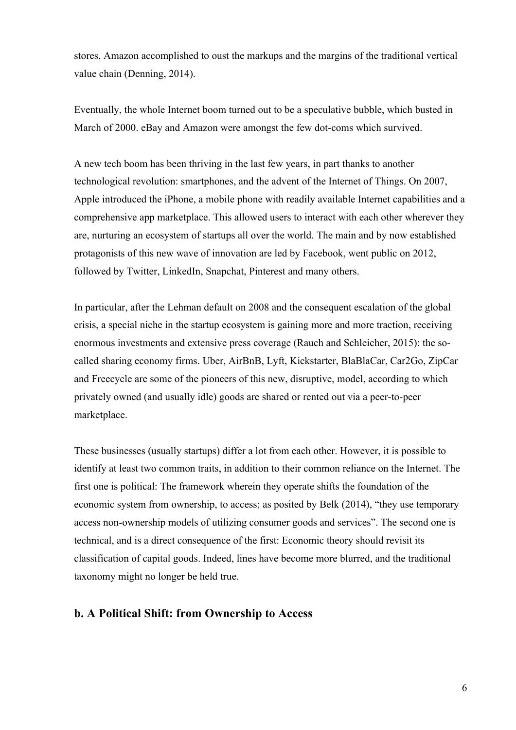stores, Amazon accomplished to oust the markups and the margins of the traditional vertical value chain (Denning, 2014).

Eventually, the whole Internet boom turned out to be a speculative bubble, which busted in March of 2000. eBay and Amazon were amongst the few dot-coms which survived.

A new tech boom has been thriving in the last few years, in part thanks to another technological revolution: smartphones, and the advent of the Internet of Things. On 2007, Apple introduced the iPhone, a mobile phone with readily available Internet capabilities and a comprehensive app marketplace. This allowed users to interact with each other wherever they are, nurturing an ecosystem of startups all over the world. The main and by now established protagonists of this new wave of innovation are led by Facebook, went public on 2012, followed by Twitter, LinkedIn, Snapchat, Pinterest and many others.

In particular, after the Lehman default on 2008 and the consequent escalation of the global crisis, a special niche in the startup ecosystem is gaining more and more traction, receiving enormous investments and extensive press coverage (Rauch and Schleicher, 2015): the so-called sharing economy firms. Uber, AirBnB, Lyft, Kickstarter, BlaBlaCar, Car2Go, ZipCar and Freecycle are some of the pioneers of this new, disruptive, model, according to which privately owned (and usually idle) goods are shared or rented out via a peer-to-peer marketplace.

These businesses (usually startups) differ a lot from each other. However, it is possible to identify at least two common traits, in addition to their common reliance on the Internet. The first one is political: The framework wherein they operate shifts the foundation of the economic system from ownership, to access; as posited by Belk (2014), "they use temporary access non-ownership models of utilizing consumer goods and services". The second one is technical, and is a direct consequence of the first: Economic theory should revisit its classification of capital goods. Indeed, lines have become more blurred, and the traditional taxonomy might no longer be held true.

## b. A Political Shift: from Ownership to Access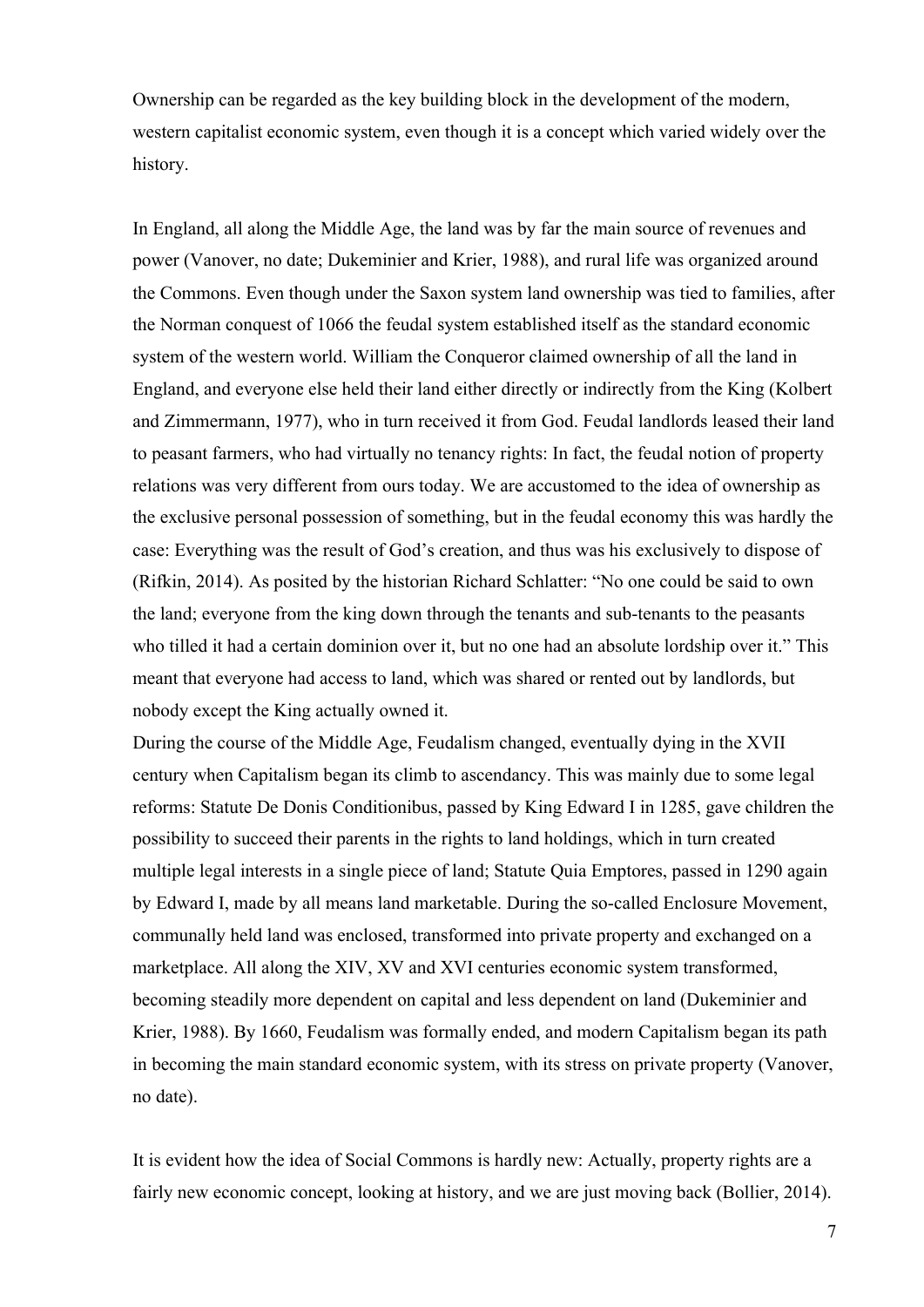Ownership can be regarded as the key building block in the development of the modern, western capitalist economic system, even though it is a concept which varied widely over the history.

In England, all along the Middle Age, the land was by far the main source of revenues and power (Vanover, no date; Dukeminier and Krier, 1988), and rural life was organized around the Commons. Even though under the Saxon system land ownership was tied to families, after the Norman conquest of 1066 the feudal system established itself as the standard economic system of the western world. William the Conqueror claimed ownership of all the land in England, and everyone else held their land either directly or indirectly from the King (Kolbert and Zimmermann, 1977), who in turn received it from God. Feudal landlords leased their land to peasant farmers, who had virtually no tenancy rights: In fact, the feudal notion of property relations was very different from ours today. We are accustomed to the idea of ownership as the exclusive personal possession of something, but in the feudal economy this was hardly the case: Everything was the result of God's creation, and thus was his exclusively to dispose of (Rifkin, 2014). As posited by the historian Richard Schlatter: "No one could be said to own the land; everyone from the king down through the tenants and sub-tenants to the peasants who tilled it had a certain dominion over it, but no one had an absolute lordship over it." This meant that everyone had access to land, which was shared or rented out by landlords, but nobody except the King actually owned it.
During the course of the Middle Age, Feudalism changed, eventually dying in the XVII century when Capitalism began its climb to ascendancy. This was mainly due to some legal reforms: Statute De Donis Conditionibus, passed by King Edward I in 1285, gave children the possibility to succeed their parents in the rights to land holdings, which in turn created multiple legal interests in a single piece of land; Statute Quia Emptores, passed in 1290 again by Edward I, made by all means land marketable. During the so-called Enclosure Movement, communally held land was enclosed, transformed into private property and exchanged on a marketplace. All along the XIV, XV and XVI centuries economic system transformed, becoming steadily more dependent on capital and less dependent on land (Dukeminier and Krier, 1988). By 1660, Feudalism was formally ended, and modern Capitalism began its path in becoming the main standard economic system, with its stress on private property (Vanover, no date).

It is evident how the idea of Social Commons is hardly new: Actually, property rights are a fairly new economic concept, looking at history, and we are just moving back (Bollier, 2014).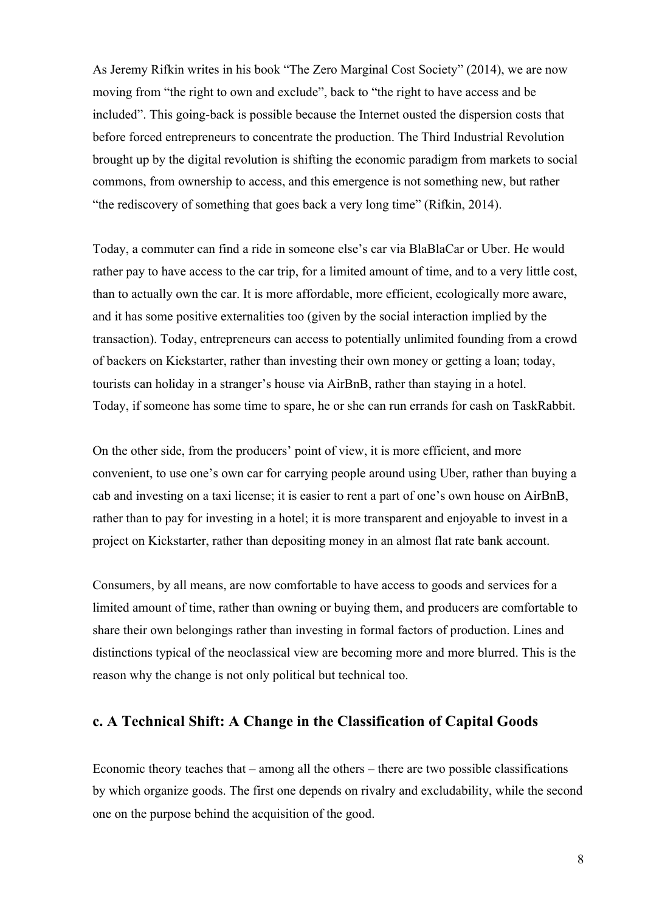As Jeremy Rifkin writes in his book "The Zero Marginal Cost Society" (2014), we are now moving from "the right to own and exclude", back to "the right to have access and be included". This going-back is possible because the Internet ousted the dispersion costs that before forced entrepreneurs to concentrate the production. The Third Industrial Revolution brought up by the digital revolution is shifting the economic paradigm from markets to social commons, from ownership to access, and this emergence is not something new, but rather "the rediscovery of something that goes back a very long time" (Rifkin, 2014).

Today, a commuter can find a ride in someone else's car via BlaBlaCar or Uber. He would rather pay to have access to the car trip, for a limited amount of time, and to a very little cost, than to actually own the car. It is more affordable, more efficient, ecologically more aware, and it has some positive externalities too (given by the social interaction implied by the transaction). Today, entrepreneurs can access to potentially unlimited founding from a crowd of backers on Kickstarter, rather than investing their own money or getting a loan; today, tourists can holiday in a stranger's house via AirBnB, rather than staying in a hotel. Today, if someone has some time to spare, he or she can run errands for cash on TaskRabbit.

On the other side, from the producers' point of view, it is more efficient, and more convenient, to use one's own car for carrying people around using Uber, rather than buying a cab and investing on a taxi license; it is easier to rent a part of one's own house on AirBnB, rather than to pay for investing in a hotel; it is more transparent and enjoyable to invest in a project on Kickstarter, rather than depositing money in an almost flat rate bank account.

Consumers, by all means, are now comfortable to have access to goods and services for a limited amount of time, rather than owning or buying them, and producers are comfortable to share their own belongings rather than investing in formal factors of production. Lines and distinctions typical of the neoclassical view are becoming more and more blurred. This is the reason why the change is not only political but technical too.

## c. A Technical Shift: A Change in the Classification of Capital Goods

Economic theory teaches that – among all the others – there are two possible classifications by which organize goods. The first one depends on rivalry and excludability, while the second one on the purpose behind the acquisition of the good.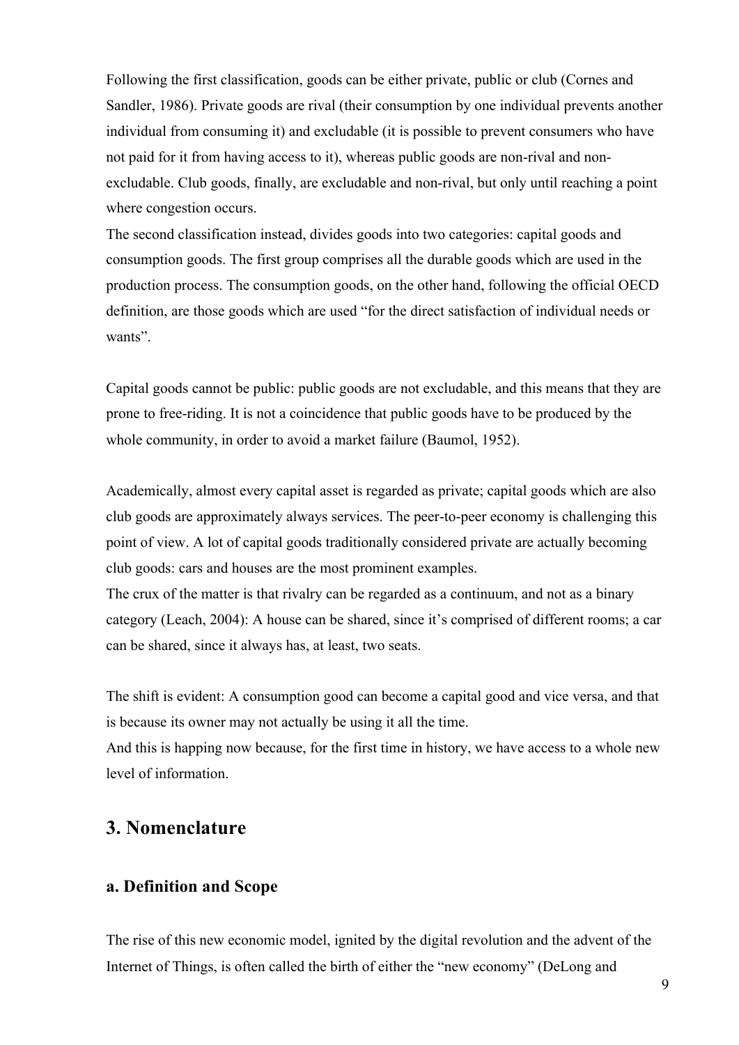Following the first classification, goods can be either private, public or club (Cornes and Sandler, 1986). Private goods are rival (their consumption by one individual prevents another individual from consuming it) and excludable (it is possible to prevent consumers who have not paid for it from having access to it), whereas public goods are non-rival and non-excludable. Club goods, finally, are excludable and non-rival, but only until reaching a point where congestion occurs.
The second classification instead, divides goods into two categories: capital goods and consumption goods. The first group comprises all the durable goods which are used in the production process. The consumption goods, on the other hand, following the official OECD definition, are those goods which are used "for the direct satisfaction of individual needs or wants".

Capital goods cannot be public: public goods are not excludable, and this means that they are prone to free-riding. It is not a coincidence that public goods have to be produced by the whole community, in order to avoid a market failure (Baumol, 1952).

Academically, almost every capital asset is regarded as private; capital goods which are also club goods are approximately always services. The peer-to-peer economy is challenging this point of view. A lot of capital goods traditionally considered private are actually becoming club goods: cars and houses are the most prominent examples.
The crux of the matter is that rivalry can be regarded as a continuum, and not as a binary category (Leach, 2004): A house can be shared, since it's comprised of different rooms; a car can be shared, since it always has, at least, two seats.

The shift is evident: A consumption good can become a capital good and vice versa, and that is because its owner may not actually be using it all the time.
And this is happing now because, for the first time in history, we have access to a whole new level of information.

## 3. Nomenclature

### a. Definition and Scope

The rise of this new economic model, ignited by the digital revolution and the advent of the Internet of Things, is often called the birth of either the "new economy" (DeLong and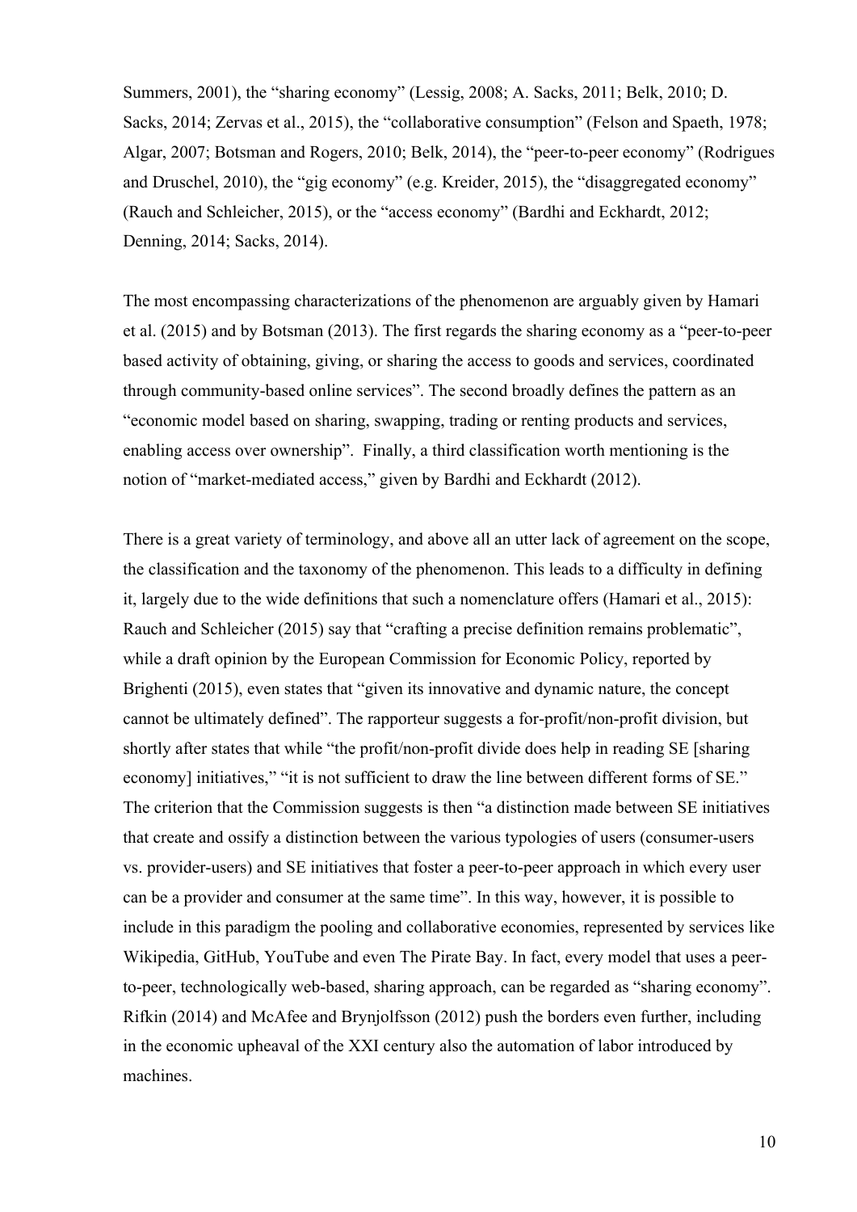Summers, 2001), the "sharing economy" (Lessig, 2008; A. Sacks, 2011; Belk, 2010; D. Sacks, 2014; Zervas et al., 2015), the "collaborative consumption" (Felson and Spaeth, 1978; Algar, 2007; Botsman and Rogers, 2010; Belk, 2014), the "peer-to-peer economy" (Rodrigues and Druschel, 2010), the "gig economy" (e.g. Kreider, 2015), the "disaggregated economy" (Rauch and Schleicher, 2015), or the "access economy" (Bardhi and Eckhardt, 2012; Denning, 2014; Sacks, 2014).

The most encompassing characterizations of the phenomenon are arguably given by Hamari et al. (2015) and by Botsman (2013). The first regards the sharing economy as a "peer-to-peer based activity of obtaining, giving, or sharing the access to goods and services, coordinated through community-based online services". The second broadly defines the pattern as an "economic model based on sharing, swapping, trading or renting products and services, enabling access over ownership". Finally, a third classification worth mentioning is the notion of "market-mediated access," given by Bardhi and Eckhardt (2012).

There is a great variety of terminology, and above all an utter lack of agreement on the scope, the classification and the taxonomy of the phenomenon. This leads to a difficulty in defining it, largely due to the wide definitions that such a nomenclature offers (Hamari et al., 2015): Rauch and Schleicher (2015) say that "crafting a precise definition remains problematic", while a draft opinion by the European Commission for Economic Policy, reported by Brighenti (2015), even states that "given its innovative and dynamic nature, the concept cannot be ultimately defined". The rapporteur suggests a for-profit/non-profit division, but shortly after states that while "the profit/non-profit divide does help in reading SE [sharing economy] initiatives," "it is not sufficient to draw the line between different forms of SE." The criterion that the Commission suggests is then "a distinction made between SE initiatives that create and ossify a distinction between the various typologies of users (consumer-users vs. provider-users) and SE initiatives that foster a peer-to-peer approach in which every user can be a provider and consumer at the same time". In this way, however, it is possible to include in this paradigm the pooling and collaborative economies, represented by services like Wikipedia, GitHub, YouTube and even The Pirate Bay. In fact, every model that uses a peer-to-peer, technologically web-based, sharing approach, can be regarded as "sharing economy". Rifkin (2014) and McAfee and Brynjolfsson (2012) push the borders even further, including in the economic upheaval of the XXI century also the automation of labor introduced by machines.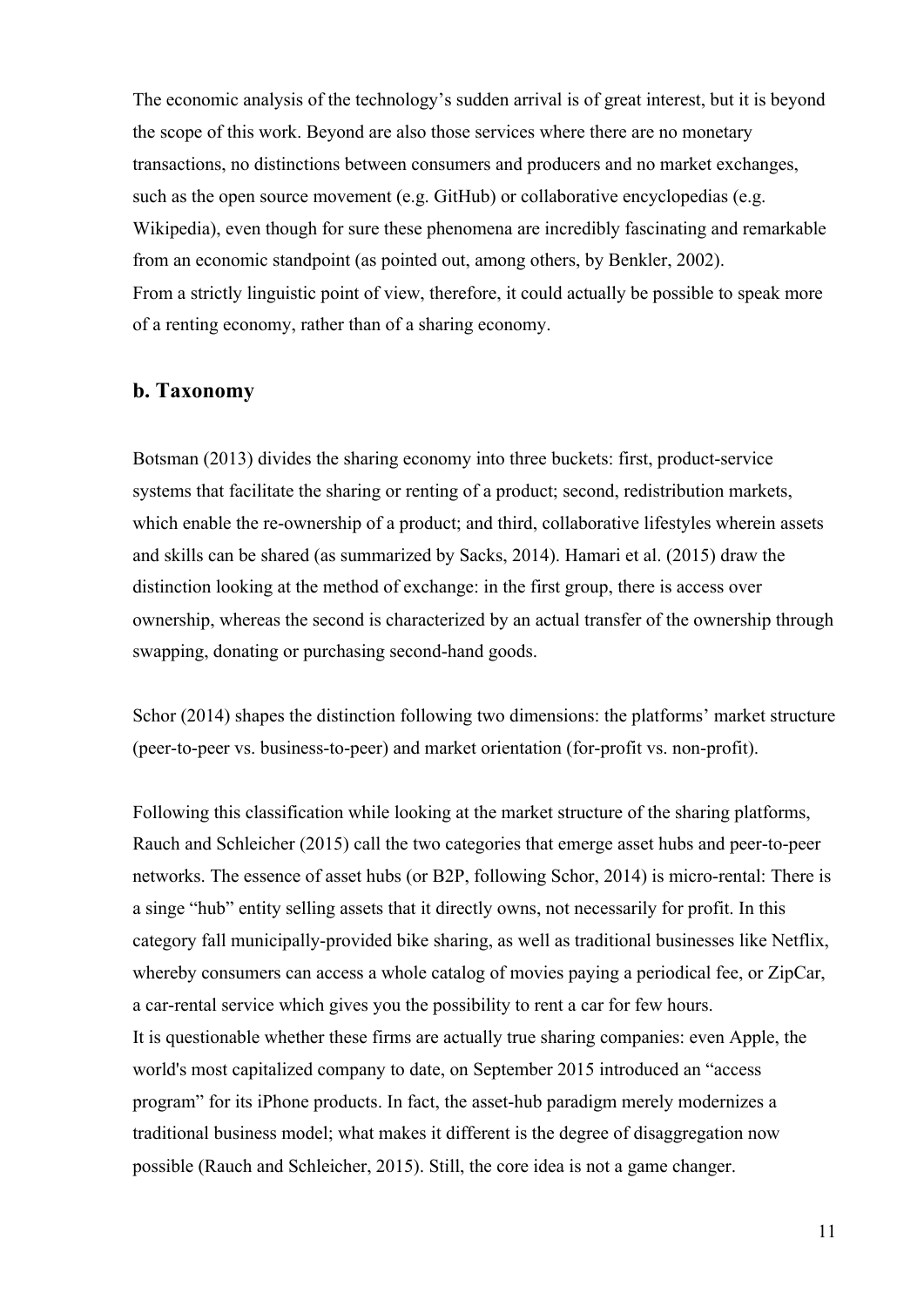The economic analysis of the technology's sudden arrival is of great interest, but it is beyond the scope of this work. Beyond are also those services where there are no monetary transactions, no distinctions between consumers and producers and no market exchanges, such as the open source movement (e.g. GitHub) or collaborative encyclopedias (e.g. Wikipedia), even though for sure these phenomena are incredibly fascinating and remarkable from an economic standpoint (as pointed out, among others, by Benkler, 2002).
From a strictly linguistic point of view, therefore, it could actually be possible to speak more of a renting economy, rather than of a sharing economy.

## b. Taxonomy

Botsman (2013) divides the sharing economy into three buckets: first, product-service systems that facilitate the sharing or renting of a product; second, redistribution markets, which enable the re-ownership of a product; and third, collaborative lifestyles wherein assets and skills can be shared (as summarized by Sacks, 2014). Hamari et al. (2015) draw the distinction looking at the method of exchange: in the first group, there is access over ownership, whereas the second is characterized by an actual transfer of the ownership through swapping, donating or purchasing second-hand goods.

Schor (2014) shapes the distinction following two dimensions: the platforms' market structure (peer-to-peer vs. business-to-peer) and market orientation (for-profit vs. non-profit).

Following this classification while looking at the market structure of the sharing platforms, Rauch and Schleicher (2015) call the two categories that emerge asset hubs and peer-to-peer networks. The essence of asset hubs (or B2P, following Schor, 2014) is micro-rental: There is a singe "hub" entity selling assets that it directly owns, not necessarily for profit. In this category fall municipally-provided bike sharing, as well as traditional businesses like Netflix, whereby consumers can access a whole catalog of movies paying a periodical fee, or ZipCar, a car-rental service which gives you the possibility to rent a car for few hours.
It is questionable whether these firms are actually true sharing companies: even Apple, the world's most capitalized company to date, on September 2015 introduced an "access program" for its iPhone products. In fact, the asset-hub paradigm merely modernizes a traditional business model; what makes it different is the degree of disaggregation now possible (Rauch and Schleicher, 2015). Still, the core idea is not a game changer.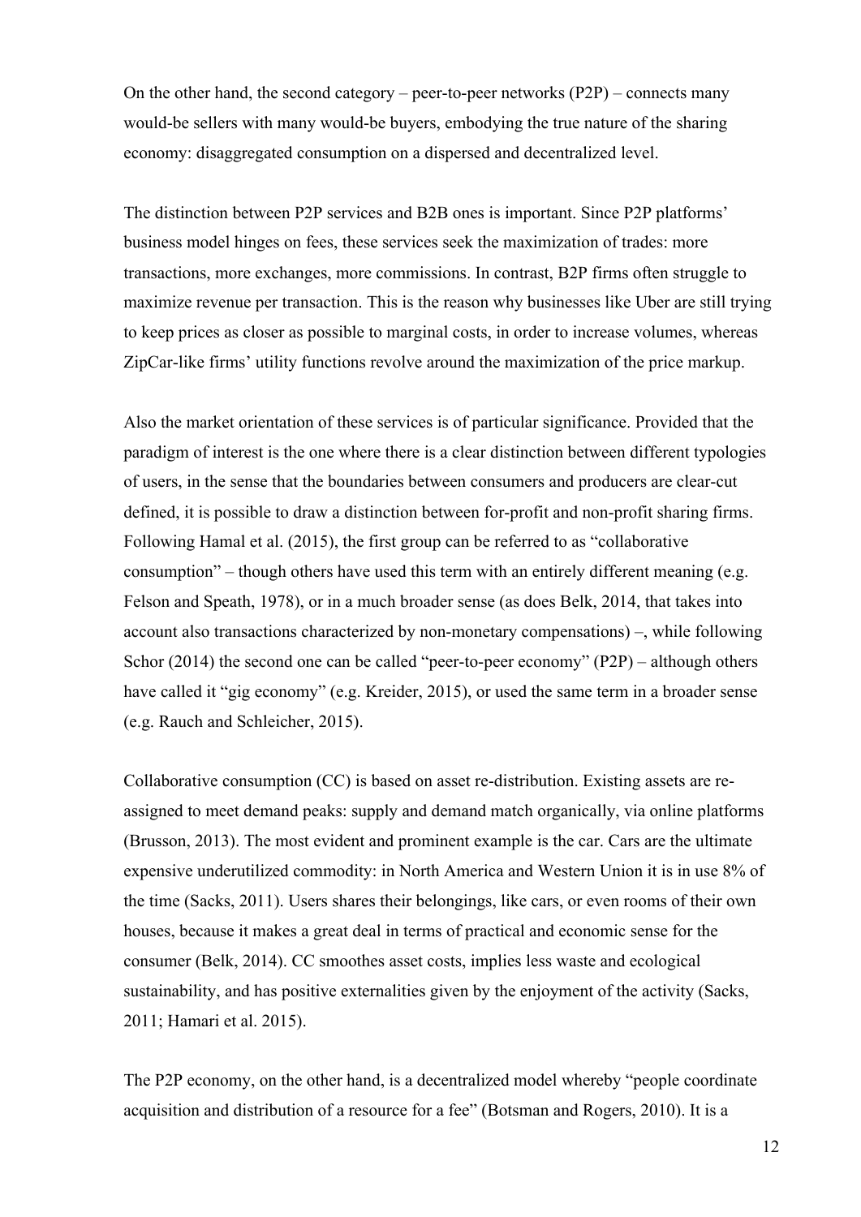On the other hand, the second category – peer-to-peer networks (P2P) – connects many would-be sellers with many would-be buyers, embodying the true nature of the sharing economy: disaggregated consumption on a dispersed and decentralized level.

The distinction between P2P services and B2B ones is important. Since P2P platforms' business model hinges on fees, these services seek the maximization of trades: more transactions, more exchanges, more commissions. In contrast, B2P firms often struggle to maximize revenue per transaction. This is the reason why businesses like Uber are still trying to keep prices as closer as possible to marginal costs, in order to increase volumes, whereas ZipCar-like firms' utility functions revolve around the maximization of the price markup.

Also the market orientation of these services is of particular significance. Provided that the paradigm of interest is the one where there is a clear distinction between different typologies of users, in the sense that the boundaries between consumers and producers are clear-cut defined, it is possible to draw a distinction between for-profit and non-profit sharing firms. Following Hamal et al. (2015), the first group can be referred to as "collaborative consumption" – though others have used this term with an entirely different meaning (e.g. Felson and Speath, 1978), or in a much broader sense (as does Belk, 2014, that takes into account also transactions characterized by non-monetary compensations) –, while following Schor (2014) the second one can be called "peer-to-peer economy" (P2P) – although others have called it "gig economy" (e.g. Kreider, 2015), or used the same term in a broader sense (e.g. Rauch and Schleicher, 2015).

Collaborative consumption (CC) is based on asset re-distribution. Existing assets are re-assigned to meet demand peaks: supply and demand match organically, via online platforms (Brusson, 2013). The most evident and prominent example is the car. Cars are the ultimate expensive underutilized commodity: in North America and Western Union it is in use 8% of the time (Sacks, 2011). Users shares their belongings, like cars, or even rooms of their own houses, because it makes a great deal in terms of practical and economic sense for the consumer (Belk, 2014). CC smoothes asset costs, implies less waste and ecological sustainability, and has positive externalities given by the enjoyment of the activity (Sacks, 2011; Hamari et al. 2015).

The P2P economy, on the other hand, is a decentralized model whereby "people coordinate acquisition and distribution of a resource for a fee" (Botsman and Rogers, 2010). It is a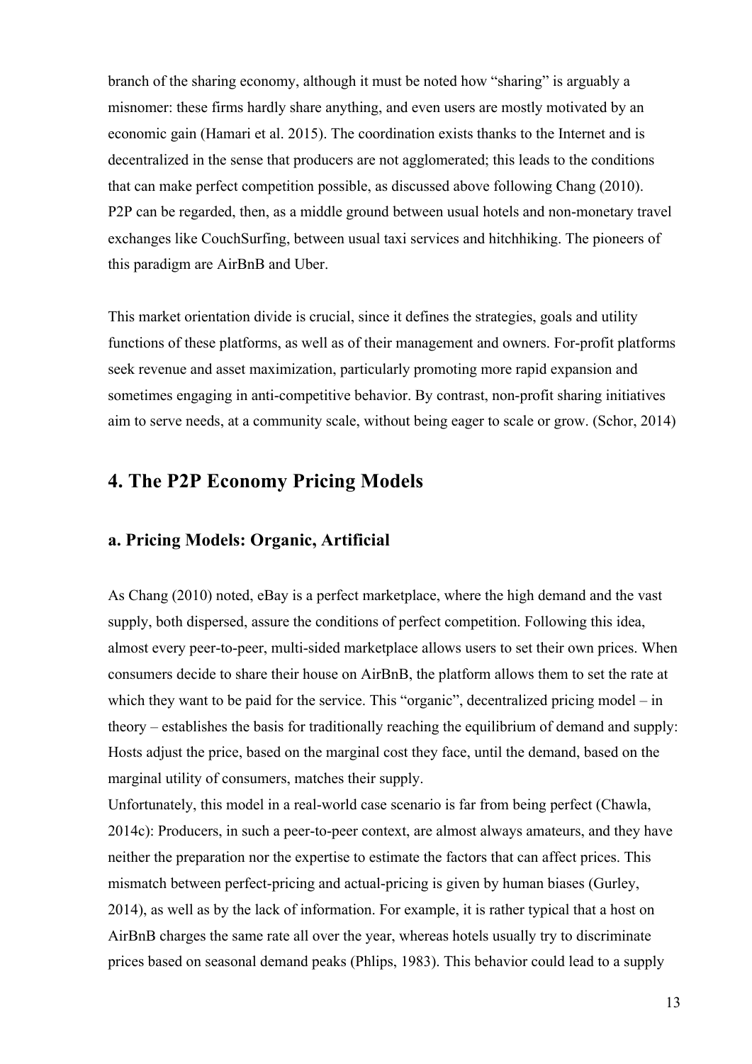branch of the sharing economy, although it must be noted how "sharing" is arguably a misnomer: these firms hardly share anything, and even users are mostly motivated by an economic gain (Hamari et al. 2015). The coordination exists thanks to the Internet and is decentralized in the sense that producers are not agglomerated; this leads to the conditions that can make perfect competition possible, as discussed above following Chang (2010). P2P can be regarded, then, as a middle ground between usual hotels and non-monetary travel exchanges like CouchSurfing, between usual taxi services and hitchhiking. The pioneers of this paradigm are AirBnB and Uber.

This market orientation divide is crucial, since it defines the strategies, goals and utility functions of these platforms, as well as of their management and owners. For-profit platforms seek revenue and asset maximization, particularly promoting more rapid expansion and sometimes engaging in anti-competitive behavior. By contrast, non-profit sharing initiatives aim to serve needs, at a community scale, without being eager to scale or grow. (Schor, 2014)

## 4. The P2P Economy Pricing Models

### a. Pricing Models: Organic, Artificial

As Chang (2010) noted, eBay is a perfect marketplace, where the high demand and the vast supply, both dispersed, assure the conditions of perfect competition. Following this idea, almost every peer-to-peer, multi-sided marketplace allows users to set their own prices. When consumers decide to share their house on AirBnB, the platform allows them to set the rate at which they want to be paid for the service. This "organic", decentralized pricing model – in theory – establishes the basis for traditionally reaching the equilibrium of demand and supply: Hosts adjust the price, based on the marginal cost they face, until the demand, based on the marginal utility of consumers, matches their supply.

Unfortunately, this model in a real-world case scenario is far from being perfect (Chawla, 2014c): Producers, in such a peer-to-peer context, are almost always amateurs, and they have neither the preparation nor the expertise to estimate the factors that can affect prices. This mismatch between perfect-pricing and actual-pricing is given by human biases (Gurley, 2014), as well as by the lack of information. For example, it is rather typical that a host on AirBnB charges the same rate all over the year, whereas hotels usually try to discriminate prices based on seasonal demand peaks (Phlips, 1983). This behavior could lead to a supply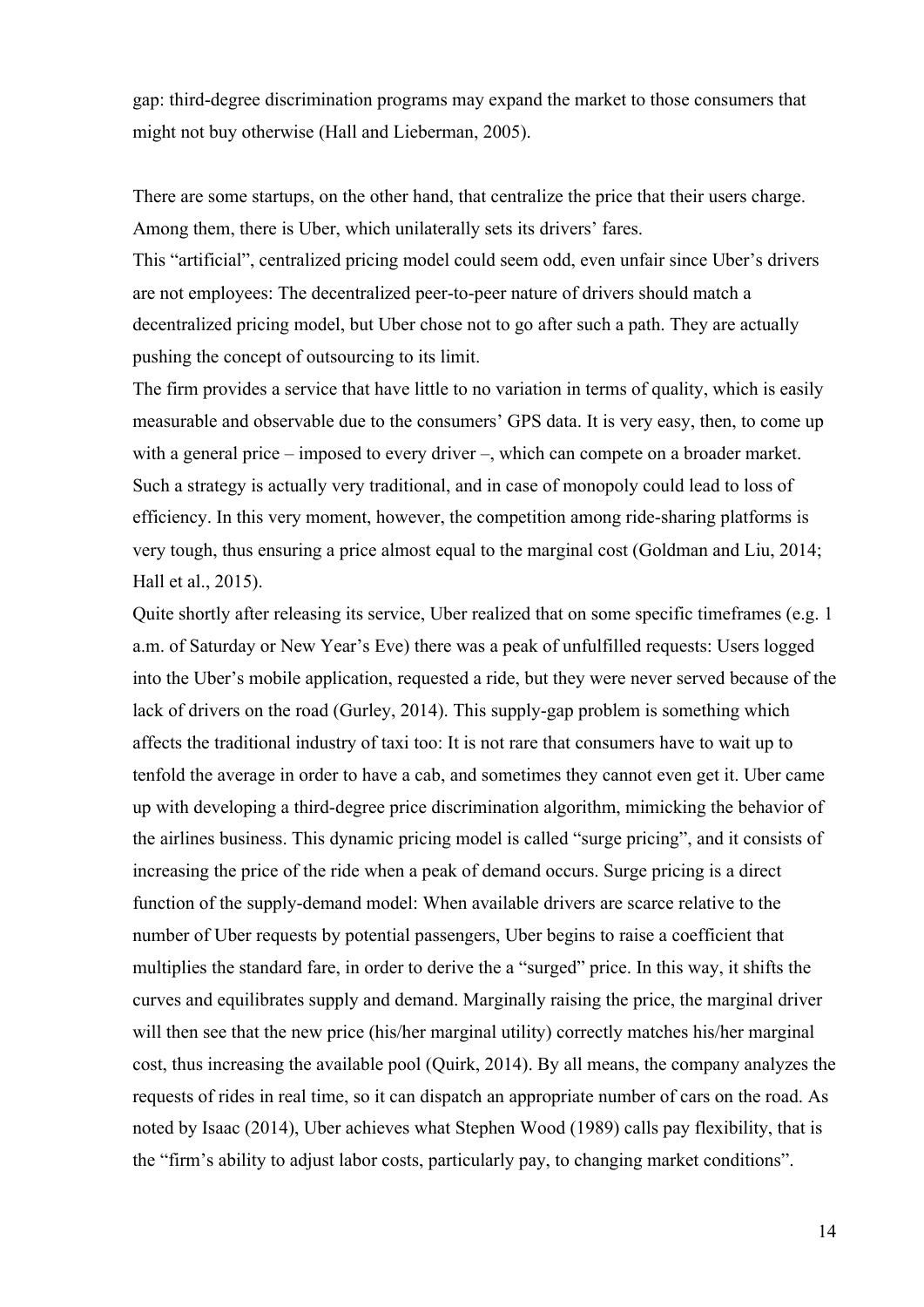gap: third-degree discrimination programs may expand the market to those consumers that might not buy otherwise (Hall and Lieberman, 2005).

There are some startups, on the other hand, that centralize the price that their users charge. Among them, there is Uber, which unilaterally sets its drivers' fares.

This "artificial", centralized pricing model could seem odd, even unfair since Uber's drivers are not employees: The decentralized peer-to-peer nature of drivers should match a decentralized pricing model, but Uber chose not to go after such a path. They are actually pushing the concept of outsourcing to its limit.

The firm provides a service that have little to no variation in terms of quality, which is easily measurable and observable due to the consumers' GPS data. It is very easy, then, to come up with a general price – imposed to every driver –, which can compete on a broader market. Such a strategy is actually very traditional, and in case of monopoly could lead to loss of efficiency. In this very moment, however, the competition among ride-sharing platforms is very tough, thus ensuring a price almost equal to the marginal cost (Goldman and Liu, 2014; Hall et al., 2015).

Quite shortly after releasing its service, Uber realized that on some specific timeframes (e.g. 1 a.m. of Saturday or New Year's Eve) there was a peak of unfulfilled requests: Users logged into the Uber's mobile application, requested a ride, but they were never served because of the lack of drivers on the road (Gurley, 2014). This supply-gap problem is something which affects the traditional industry of taxi too: It is not rare that consumers have to wait up to tenfold the average in order to have a cab, and sometimes they cannot even get it. Uber came up with developing a third-degree price discrimination algorithm, mimicking the behavior of the airlines business. This dynamic pricing model is called "surge pricing", and it consists of increasing the price of the ride when a peak of demand occurs. Surge pricing is a direct function of the supply-demand model: When available drivers are scarce relative to the number of Uber requests by potential passengers, Uber begins to raise a coefficient that multiplies the standard fare, in order to derive the a "surged" price. In this way, it shifts the curves and equilibrates supply and demand. Marginally raising the price, the marginal driver will then see that the new price (his/her marginal utility) correctly matches his/her marginal cost, thus increasing the available pool (Quirk, 2014). By all means, the company analyzes the requests of rides in real time, so it can dispatch an appropriate number of cars on the road. As noted by Isaac (2014), Uber achieves what Stephen Wood (1989) calls pay flexibility, that is the "firm's ability to adjust labor costs, particularly pay, to changing market conditions".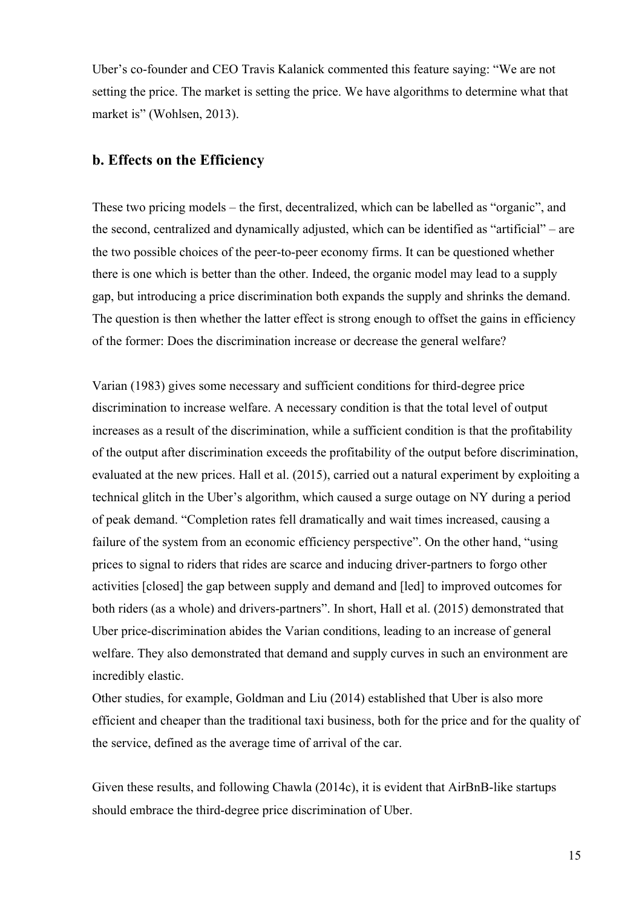Uber's co-founder and CEO Travis Kalanick commented this feature saying: "We are not setting the price. The market is setting the price. We have algorithms to determine what that market is" (Wohlsen, 2013).

## b. Effects on the Efficiency

These two pricing models – the first, decentralized, which can be labelled as "organic", and the second, centralized and dynamically adjusted, which can be identified as "artificial" – are the two possible choices of the peer-to-peer economy firms. It can be questioned whether there is one which is better than the other. Indeed, the organic model may lead to a supply gap, but introducing a price discrimination both expands the supply and shrinks the demand. The question is then whether the latter effect is strong enough to offset the gains in efficiency of the former: Does the discrimination increase or decrease the general welfare?

Varian (1983) gives some necessary and sufficient conditions for third-degree price discrimination to increase welfare. A necessary condition is that the total level of output increases as a result of the discrimination, while a sufficient condition is that the profitability of the output after discrimination exceeds the profitability of the output before discrimination, evaluated at the new prices. Hall et al. (2015), carried out a natural experiment by exploiting a technical glitch in the Uber's algorithm, which caused a surge outage on NY during a period of peak demand. "Completion rates fell dramatically and wait times increased, causing a failure of the system from an economic efficiency perspective". On the other hand, "using prices to signal to riders that rides are scarce and inducing driver-partners to forgo other activities [closed] the gap between supply and demand and [led] to improved outcomes for both riders (as a whole) and drivers-partners". In short, Hall et al. (2015) demonstrated that Uber price-discrimination abides the Varian conditions, leading to an increase of general welfare. They also demonstrated that demand and supply curves in such an environment are incredibly elastic.
Other studies, for example, Goldman and Liu (2014) established that Uber is also more efficient and cheaper than the traditional taxi business, both for the price and for the quality of the service, defined as the average time of arrival of the car.

Given these results, and following Chawla (2014c), it is evident that AirBnB-like startups should embrace the third-degree price discrimination of Uber.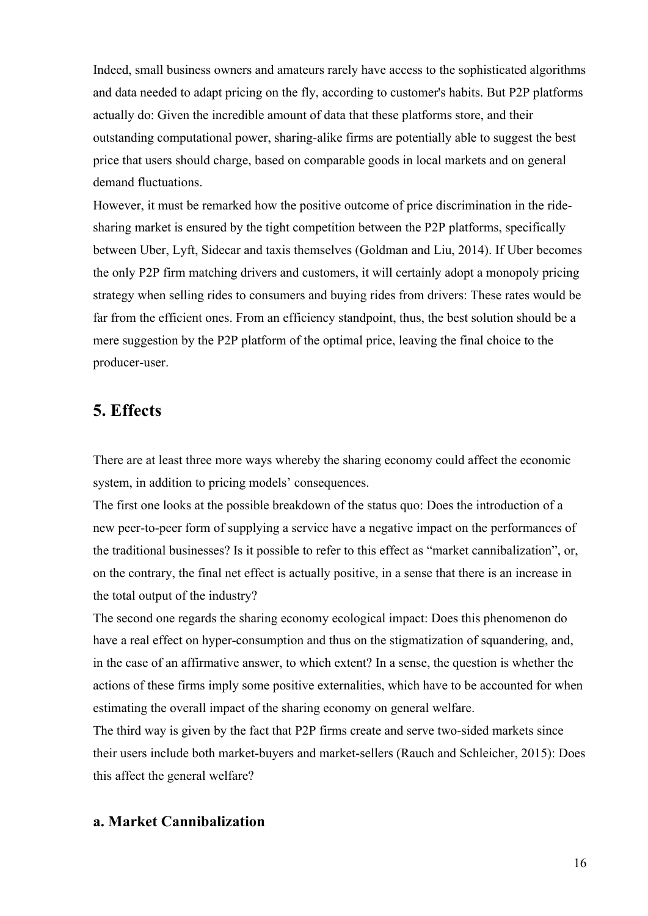Indeed, small business owners and amateurs rarely have access to the sophisticated algorithms and data needed to adapt pricing on the fly, according to customer's habits. But P2P platforms actually do: Given the incredible amount of data that these platforms store, and their outstanding computational power, sharing-alike firms are potentially able to suggest the best price that users should charge, based on comparable goods in local markets and on general demand fluctuations.

However, it must be remarked how the positive outcome of price discrimination in the ride-sharing market is ensured by the tight competition between the P2P platforms, specifically between Uber, Lyft, Sidecar and taxis themselves (Goldman and Liu, 2014). If Uber becomes the only P2P firm matching drivers and customers, it will certainly adopt a monopoly pricing strategy when selling rides to consumers and buying rides from drivers: These rates would be far from the efficient ones. From an efficiency standpoint, thus, the best solution should be a mere suggestion by the P2P platform of the optimal price, leaving the final choice to the producer-user.

## 5. Effects

There are at least three more ways whereby the sharing economy could affect the economic system, in addition to pricing models' consequences.

The first one looks at the possible breakdown of the status quo: Does the introduction of a new peer-to-peer form of supplying a service have a negative impact on the performances of the traditional businesses? Is it possible to refer to this effect as "market cannibalization", or, on the contrary, the final net effect is actually positive, in a sense that there is an increase in the total output of the industry?

The second one regards the sharing economy ecological impact: Does this phenomenon do have a real effect on hyper-consumption and thus on the stigmatization of squandering, and, in the case of an affirmative answer, to which extent? In a sense, the question is whether the actions of these firms imply some positive externalities, which have to be accounted for when estimating the overall impact of the sharing economy on general welfare.

The third way is given by the fact that P2P firms create and serve two-sided markets since their users include both market-buyers and market-sellers (Rauch and Schleicher, 2015): Does this affect the general welfare?

### a. Market Cannibalization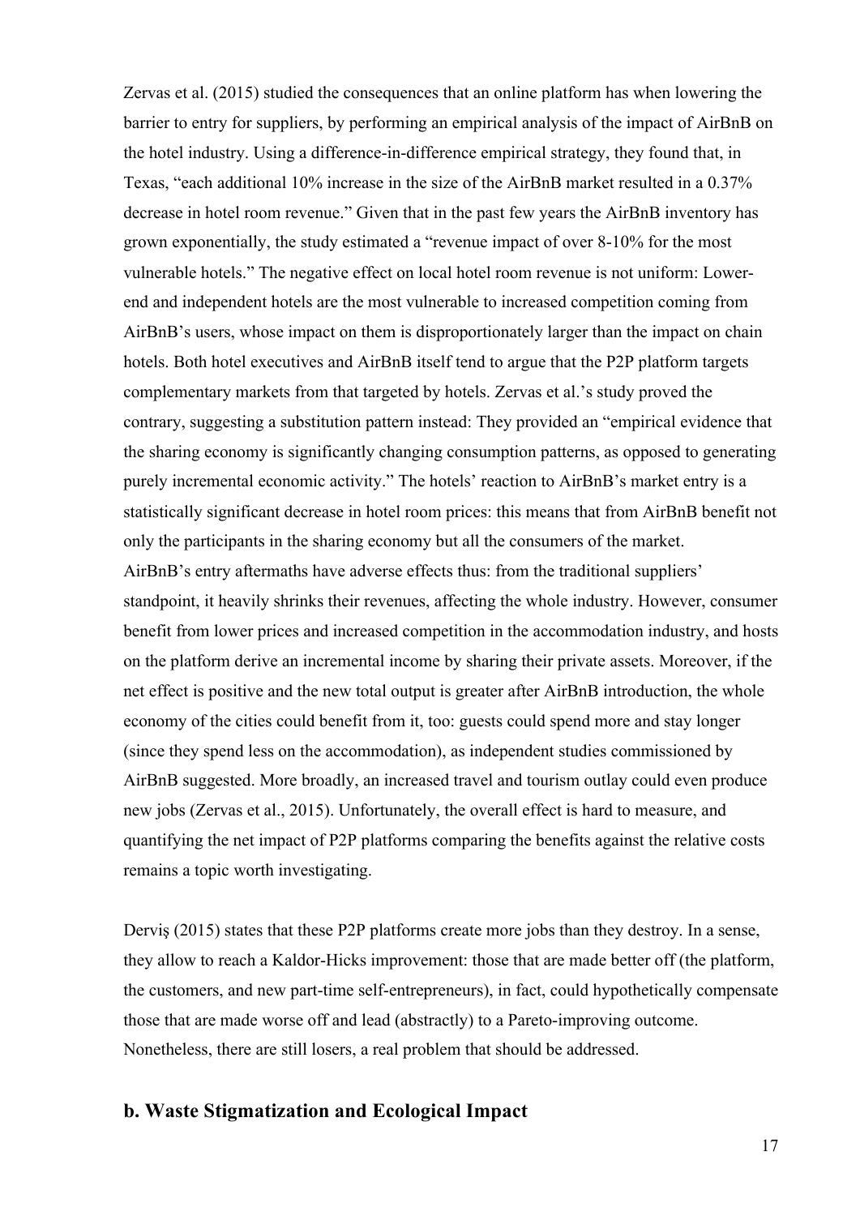Zervas et al. (2015) studied the consequences that an online platform has when lowering the barrier to entry for suppliers, by performing an empirical analysis of the impact of AirBnB on the hotel industry. Using a difference-in-difference empirical strategy, they found that, in Texas, "each additional 10% increase in the size of the AirBnB market resulted in a 0.37% decrease in hotel room revenue." Given that in the past few years the AirBnB inventory has grown exponentially, the study estimated a "revenue impact of over 8-10% for the most vulnerable hotels." The negative effect on local hotel room revenue is not uniform: Lower-end and independent hotels are the most vulnerable to increased competition coming from AirBnB's users, whose impact on them is disproportionately larger than the impact on chain hotels. Both hotel executives and AirBnB itself tend to argue that the P2P platform targets complementary markets from that targeted by hotels. Zervas et al.'s study proved the contrary, suggesting a substitution pattern instead: They provided an "empirical evidence that the sharing economy is significantly changing consumption patterns, as opposed to generating purely incremental economic activity." The hotels' reaction to AirBnB's market entry is a statistically significant decrease in hotel room prices: this means that from AirBnB benefit not only the participants in the sharing economy but all the consumers of the market. AirBnB's entry aftermaths have adverse effects thus: from the traditional suppliers' standpoint, it heavily shrinks their revenues, affecting the whole industry. However, consumer benefit from lower prices and increased competition in the accommodation industry, and hosts on the platform derive an incremental income by sharing their private assets. Moreover, if the net effect is positive and the new total output is greater after AirBnB introduction, the whole economy of the cities could benefit from it, too: guests could spend more and stay longer (since they spend less on the accommodation), as independent studies commissioned by AirBnB suggested. More broadly, an increased travel and tourism outlay could even produce new jobs (Zervas et al., 2015). Unfortunately, the overall effect is hard to measure, and quantifying the net impact of P2P platforms comparing the benefits against the relative costs remains a topic worth investigating.

Derviş (2015) states that these P2P platforms create more jobs than they destroy. In a sense, they allow to reach a Kaldor-Hicks improvement: those that are made better off (the platform, the customers, and new part-time self-entrepreneurs), in fact, could hypothetically compensate those that are made worse off and lead (abstractly) to a Pareto-improving outcome. Nonetheless, there are still losers, a real problem that should be addressed.

## b. Waste Stigmatization and Ecological Impact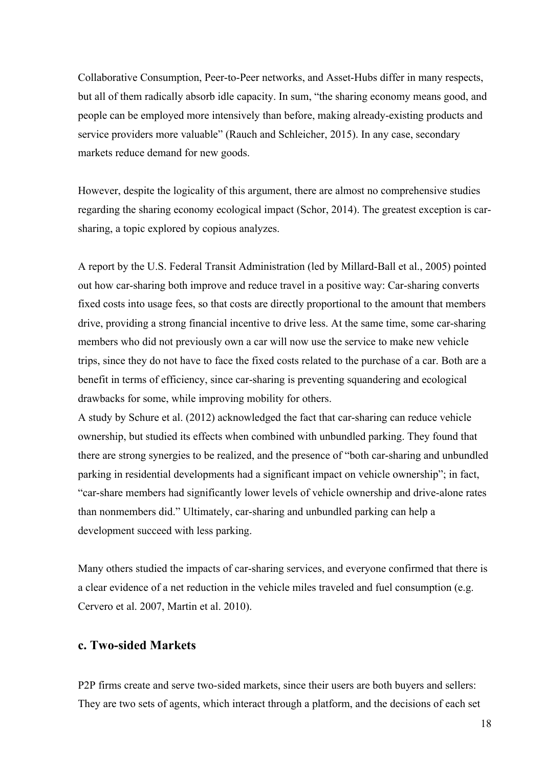Collaborative Consumption, Peer-to-Peer networks, and Asset-Hubs differ in many respects, but all of them radically absorb idle capacity. In sum, "the sharing economy means good, and people can be employed more intensively than before, making already-existing products and service providers more valuable" (Rauch and Schleicher, 2015). In any case, secondary markets reduce demand for new goods.

However, despite the logicality of this argument, there are almost no comprehensive studies regarding the sharing economy ecological impact (Schor, 2014). The greatest exception is car-sharing, a topic explored by copious analyzes.

A report by the U.S. Federal Transit Administration (led by Millard-Ball et al., 2005) pointed out how car-sharing both improve and reduce travel in a positive way: Car-sharing converts fixed costs into usage fees, so that costs are directly proportional to the amount that members drive, providing a strong financial incentive to drive less. At the same time, some car-sharing members who did not previously own a car will now use the service to make new vehicle trips, since they do not have to face the fixed costs related to the purchase of a car. Both are a benefit in terms of efficiency, since car-sharing is preventing squandering and ecological drawbacks for some, while improving mobility for others.
A study by Schure et al. (2012) acknowledged the fact that car-sharing can reduce vehicle ownership, but studied its effects when combined with unbundled parking. They found that there are strong synergies to be realized, and the presence of "both car-sharing and unbundled parking in residential developments had a significant impact on vehicle ownership"; in fact, "car-share members had significantly lower levels of vehicle ownership and drive-alone rates than nonmembers did." Ultimately, car-sharing and unbundled parking can help a development succeed with less parking.

Many others studied the impacts of car-sharing services, and everyone confirmed that there is a clear evidence of a net reduction in the vehicle miles traveled and fuel consumption (e.g. Cervero et al. 2007, Martin et al. 2010).

### c. Two-sided Markets

P2P firms create and serve two-sided markets, since their users are both buyers and sellers: They are two sets of agents, which interact through a platform, and the decisions of each set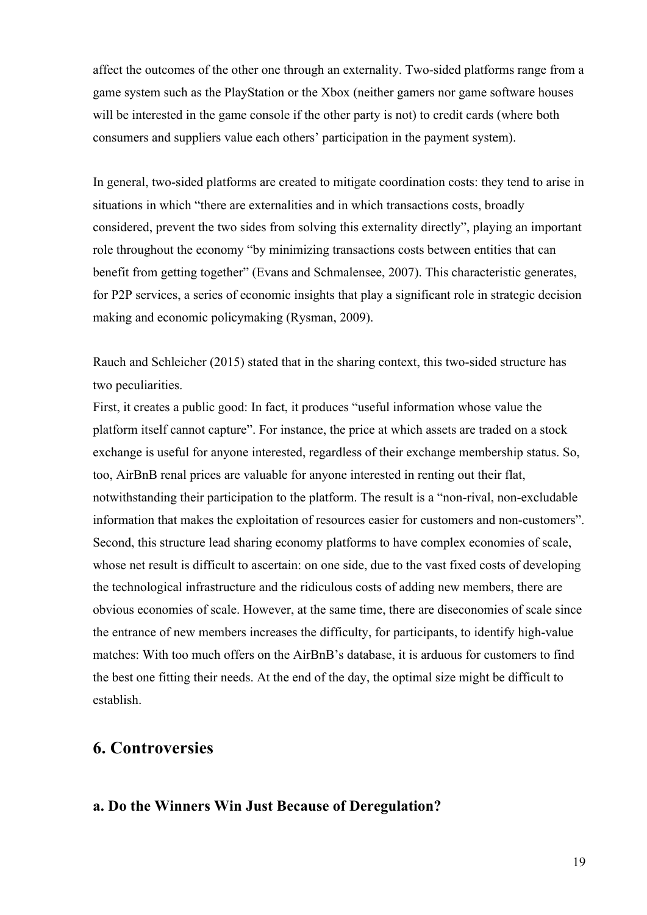affect the outcomes of the other one through an externality. Two-sided platforms range from a game system such as the PlayStation or the Xbox (neither gamers nor game software houses will be interested in the game console if the other party is not) to credit cards (where both consumers and suppliers value each others' participation in the payment system).

In general, two-sided platforms are created to mitigate coordination costs: they tend to arise in situations in which "there are externalities and in which transactions costs, broadly considered, prevent the two sides from solving this externality directly", playing an important role throughout the economy "by minimizing transactions costs between entities that can benefit from getting together" (Evans and Schmalensee, 2007). This characteristic generates, for P2P services, a series of economic insights that play a significant role in strategic decision making and economic policymaking (Rysman, 2009).

Rauch and Schleicher (2015) stated that in the sharing context, this two-sided structure has two peculiarities.

First, it creates a public good: In fact, it produces "useful information whose value the platform itself cannot capture". For instance, the price at which assets are traded on a stock exchange is useful for anyone interested, regardless of their exchange membership status. So, too, AirBnB renal prices are valuable for anyone interested in renting out their flat, notwithstanding their participation to the platform. The result is a "non-rival, non-excludable information that makes the exploitation of resources easier for customers and non-customers". Second, this structure lead sharing economy platforms to have complex economies of scale, whose net result is difficult to ascertain: on one side, due to the vast fixed costs of developing the technological infrastructure and the ridiculous costs of adding new members, there are obvious economies of scale. However, at the same time, there are diseconomies of scale since the entrance of new members increases the difficulty, for participants, to identify high-value matches: With too much offers on the AirBnB's database, it is arduous for customers to find the best one fitting their needs. At the end of the day, the optimal size might be difficult to establish.

## 6. Controversies

### a. Do the Winners Win Just Because of Deregulation?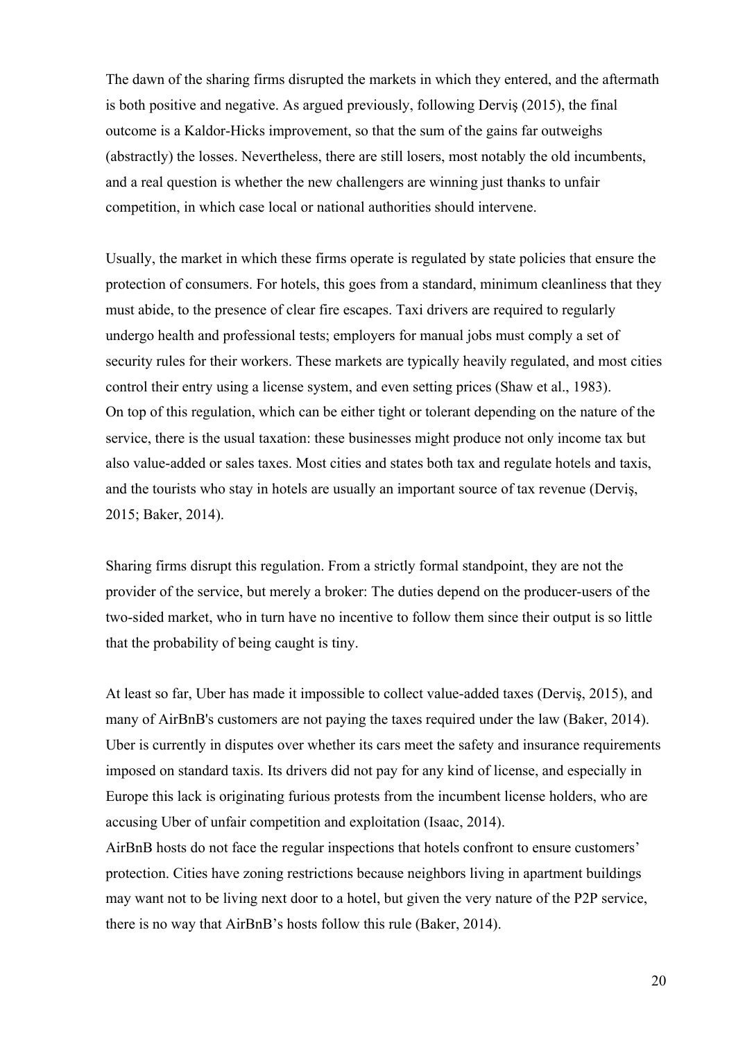The dawn of the sharing firms disrupted the markets in which they entered, and the aftermath is both positive and negative. As argued previously, following Derviş (2015), the final outcome is a Kaldor-Hicks improvement, so that the sum of the gains far outweighs (abstractly) the losses. Nevertheless, there are still losers, most notably the old incumbents, and a real question is whether the new challengers are winning just thanks to unfair competition, in which case local or national authorities should intervene.

Usually, the market in which these firms operate is regulated by state policies that ensure the protection of consumers. For hotels, this goes from a standard, minimum cleanliness that they must abide, to the presence of clear fire escapes. Taxi drivers are required to regularly undergo health and professional tests; employers for manual jobs must comply a set of security rules for their workers. These markets are typically heavily regulated, and most cities control their entry using a license system, and even setting prices (Shaw et al., 1983).
On top of this regulation, which can be either tight or tolerant depending on the nature of the service, there is the usual taxation: these businesses might produce not only income tax but also value-added or sales taxes. Most cities and states both tax and regulate hotels and taxis, and the tourists who stay in hotels are usually an important source of tax revenue (Derviş, 2015; Baker, 2014).

Sharing firms disrupt this regulation. From a strictly formal standpoint, they are not the provider of the service, but merely a broker: The duties depend on the producer-users of the two-sided market, who in turn have no incentive to follow them since their output is so little that the probability of being caught is tiny.

At least so far, Uber has made it impossible to collect value-added taxes (Derviş, 2015), and many of AirBnB's customers are not paying the taxes required under the law (Baker, 2014). Uber is currently in disputes over whether its cars meet the safety and insurance requirements imposed on standard taxis. Its drivers did not pay for any kind of license, and especially in Europe this lack is originating furious protests from the incumbent license holders, who are accusing Uber of unfair competition and exploitation (Isaac, 2014).
AirBnB hosts do not face the regular inspections that hotels confront to ensure customers' protection. Cities have zoning restrictions because neighbors living in apartment buildings may want not to be living next door to a hotel, but given the very nature of the P2P service, there is no way that AirBnB's hosts follow this rule (Baker, 2014).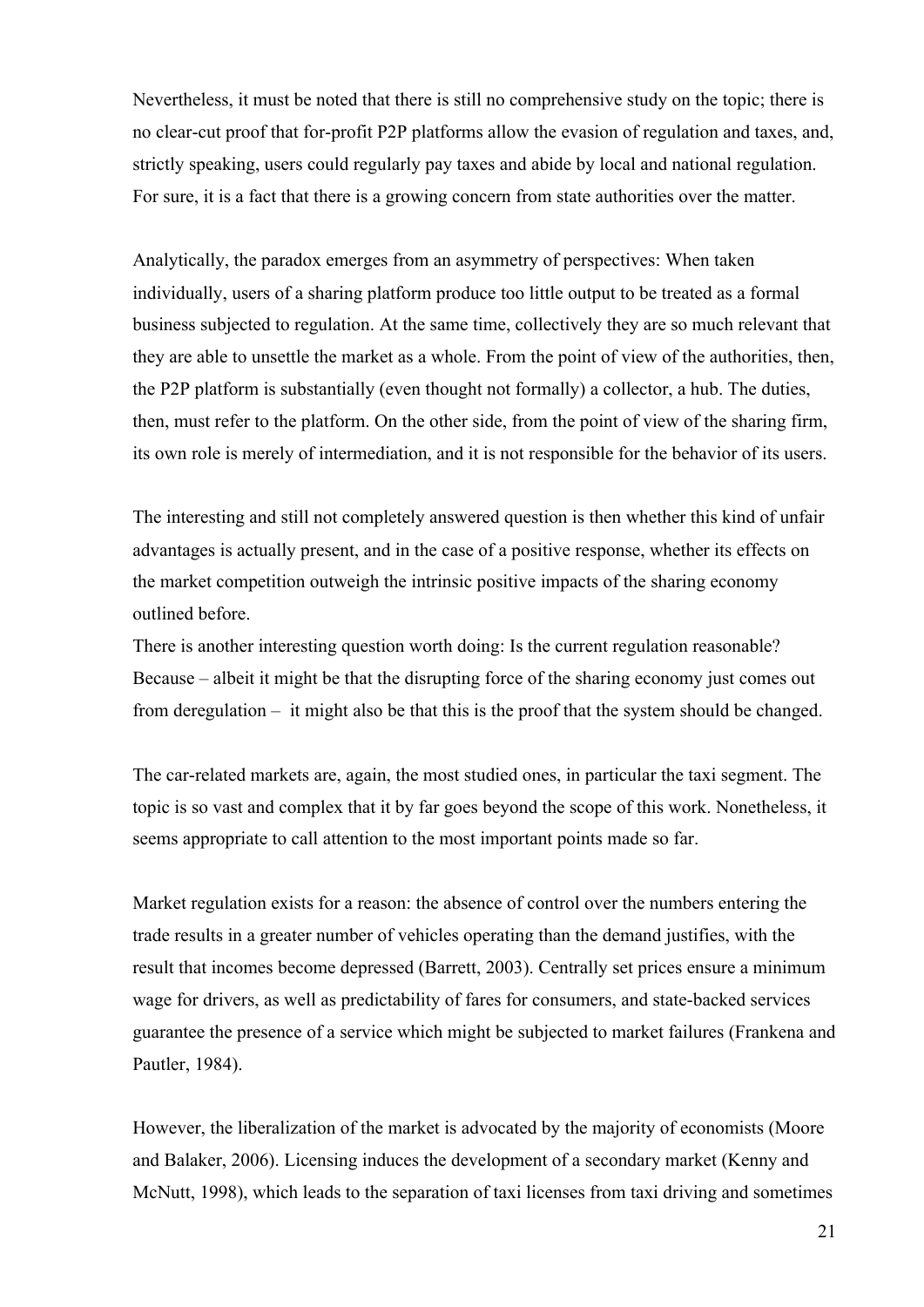Nevertheless, it must be noted that there is still no comprehensive study on the topic; there is no clear-cut proof that for-profit P2P platforms allow the evasion of regulation and taxes, and, strictly speaking, users could regularly pay taxes and abide by local and national regulation. For sure, it is a fact that there is a growing concern from state authorities over the matter.

Analytically, the paradox emerges from an asymmetry of perspectives: When taken individually, users of a sharing platform produce too little output to be treated as a formal business subjected to regulation. At the same time, collectively they are so much relevant that they are able to unsettle the market as a whole. From the point of view of the authorities, then, the P2P platform is substantially (even thought not formally) a collector, a hub. The duties, then, must refer to the platform. On the other side, from the point of view of the sharing firm, its own role is merely of intermediation, and it is not responsible for the behavior of its users.

The interesting and still not completely answered question is then whether this kind of unfair advantages is actually present, and in the case of a positive response, whether its effects on the market competition outweigh the intrinsic positive impacts of the sharing economy outlined before.
There is another interesting question worth doing: Is the current regulation reasonable? Because – albeit it might be that the disrupting force of the sharing economy just comes out from deregulation – it might also be that this is the proof that the system should be changed.

The car-related markets are, again, the most studied ones, in particular the taxi segment. The topic is so vast and complex that it by far goes beyond the scope of this work. Nonetheless, it seems appropriate to call attention to the most important points made so far.

Market regulation exists for a reason: the absence of control over the numbers entering the trade results in a greater number of vehicles operating than the demand justifies, with the result that incomes become depressed (Barrett, 2003). Centrally set prices ensure a minimum wage for drivers, as well as predictability of fares for consumers, and state-backed services guarantee the presence of a service which might be subjected to market failures (Frankena and Pautler, 1984).

However, the liberalization of the market is advocated by the majority of economists (Moore and Balaker, 2006). Licensing induces the development of a secondary market (Kenny and McNutt, 1998), which leads to the separation of taxi licenses from taxi driving and sometimes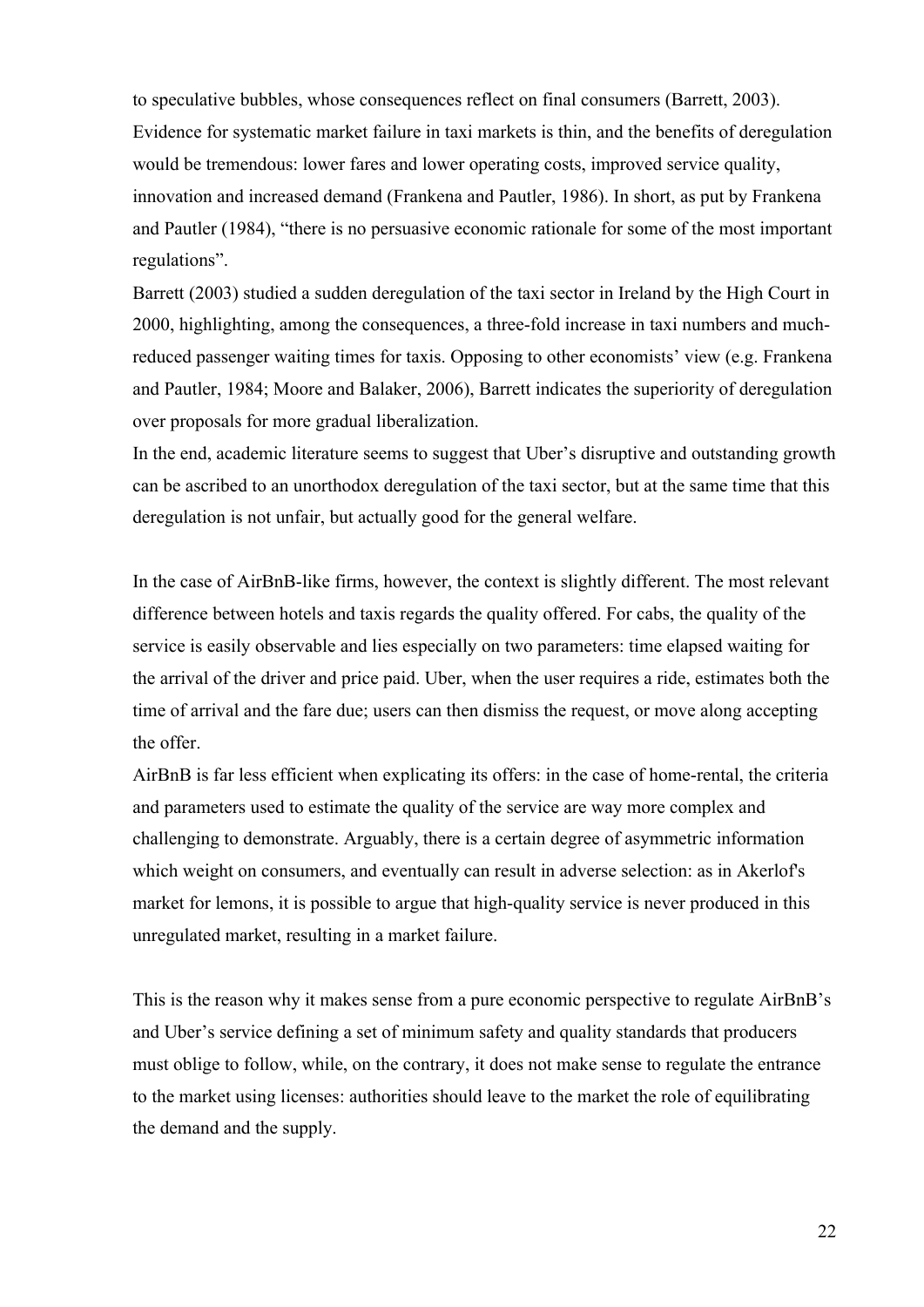to speculative bubbles, whose consequences reflect on final consumers (Barrett, 2003). Evidence for systematic market failure in taxi markets is thin, and the benefits of deregulation would be tremendous: lower fares and lower operating costs, improved service quality, innovation and increased demand (Frankena and Pautler, 1986). In short, as put by Frankena and Pautler (1984), "there is no persuasive economic rationale for some of the most important regulations".

Barrett (2003) studied a sudden deregulation of the taxi sector in Ireland by the High Court in 2000, highlighting, among the consequences, a three-fold increase in taxi numbers and much-reduced passenger waiting times for taxis. Opposing to other economists' view (e.g. Frankena and Pautler, 1984; Moore and Balaker, 2006), Barrett indicates the superiority of deregulation over proposals for more gradual liberalization.

In the end, academic literature seems to suggest that Uber's disruptive and outstanding growth can be ascribed to an unorthodox deregulation of the taxi sector, but at the same time that this deregulation is not unfair, but actually good for the general welfare.

In the case of AirBnB-like firms, however, the context is slightly different. The most relevant difference between hotels and taxis regards the quality offered. For cabs, the quality of the service is easily observable and lies especially on two parameters: time elapsed waiting for the arrival of the driver and price paid. Uber, when the user requires a ride, estimates both the time of arrival and the fare due; users can then dismiss the request, or move along accepting the offer.

AirBnB is far less efficient when explicating its offers: in the case of home-rental, the criteria and parameters used to estimate the quality of the service are way more complex and challenging to demonstrate. Arguably, there is a certain degree of asymmetric information which weight on consumers, and eventually can result in adverse selection: as in Akerlof's market for lemons, it is possible to argue that high-quality service is never produced in this unregulated market, resulting in a market failure.

This is the reason why it makes sense from a pure economic perspective to regulate AirBnB's and Uber's service defining a set of minimum safety and quality standards that producers must oblige to follow, while, on the contrary, it does not make sense to regulate the entrance to the market using licenses: authorities should leave to the market the role of equilibrating the demand and the supply.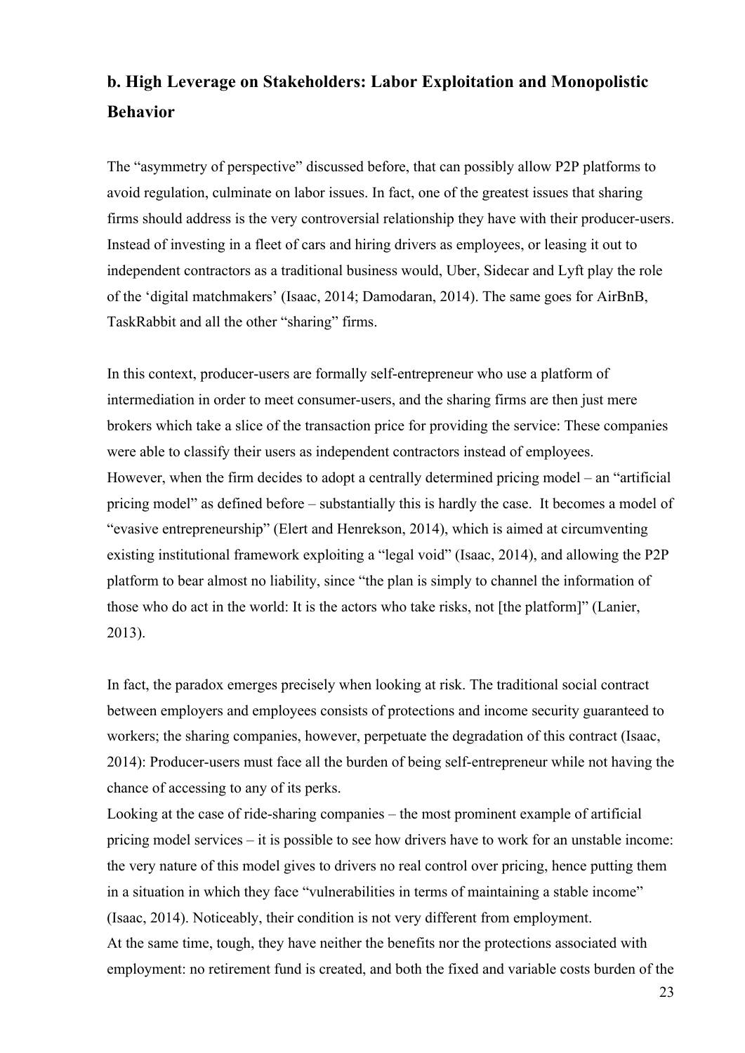## b. High Leverage on Stakeholders: Labor Exploitation and Monopolistic Behavior

The "asymmetry of perspective" discussed before, that can possibly allow P2P platforms to avoid regulation, culminate on labor issues. In fact, one of the greatest issues that sharing firms should address is the very controversial relationship they have with their producer-users. Instead of investing in a fleet of cars and hiring drivers as employees, or leasing it out to independent contractors as a traditional business would, Uber, Sidecar and Lyft play the role of the 'digital matchmakers' (Isaac, 2014; Damodaran, 2014). The same goes for AirBnB, TaskRabbit and all the other "sharing" firms.

In this context, producer-users are formally self-entrepreneur who use a platform of intermediation in order to meet consumer-users, and the sharing firms are then just mere brokers which take a slice of the transaction price for providing the service: These companies were able to classify their users as independent contractors instead of employees.
However, when the firm decides to adopt a centrally determined pricing model – an "artificial pricing model" as defined before – substantially this is hardly the case. It becomes a model of "evasive entrepreneurship" (Elert and Henrekson, 2014), which is aimed at circumventing existing institutional framework exploiting a "legal void" (Isaac, 2014), and allowing the P2P platform to bear almost no liability, since "the plan is simply to channel the information of those who do act in the world: It is the actors who take risks, not [the platform]" (Lanier, 2013).

In fact, the paradox emerges precisely when looking at risk. The traditional social contract between employers and employees consists of protections and income security guaranteed to workers; the sharing companies, however, perpetuate the degradation of this contract (Isaac, 2014): Producer-users must face all the burden of being self-entrepreneur while not having the chance of accessing to any of its perks.
Looking at the case of ride-sharing companies – the most prominent example of artificial pricing model services – it is possible to see how drivers have to work for an unstable income: the very nature of this model gives to drivers no real control over pricing, hence putting them in a situation in which they face "vulnerabilities in terms of maintaining a stable income" (Isaac, 2014). Noticeably, their condition is not very different from employment.
At the same time, tough, they have neither the benefits nor the protections associated with employment: no retirement fund is created, and both the fixed and variable costs burden of the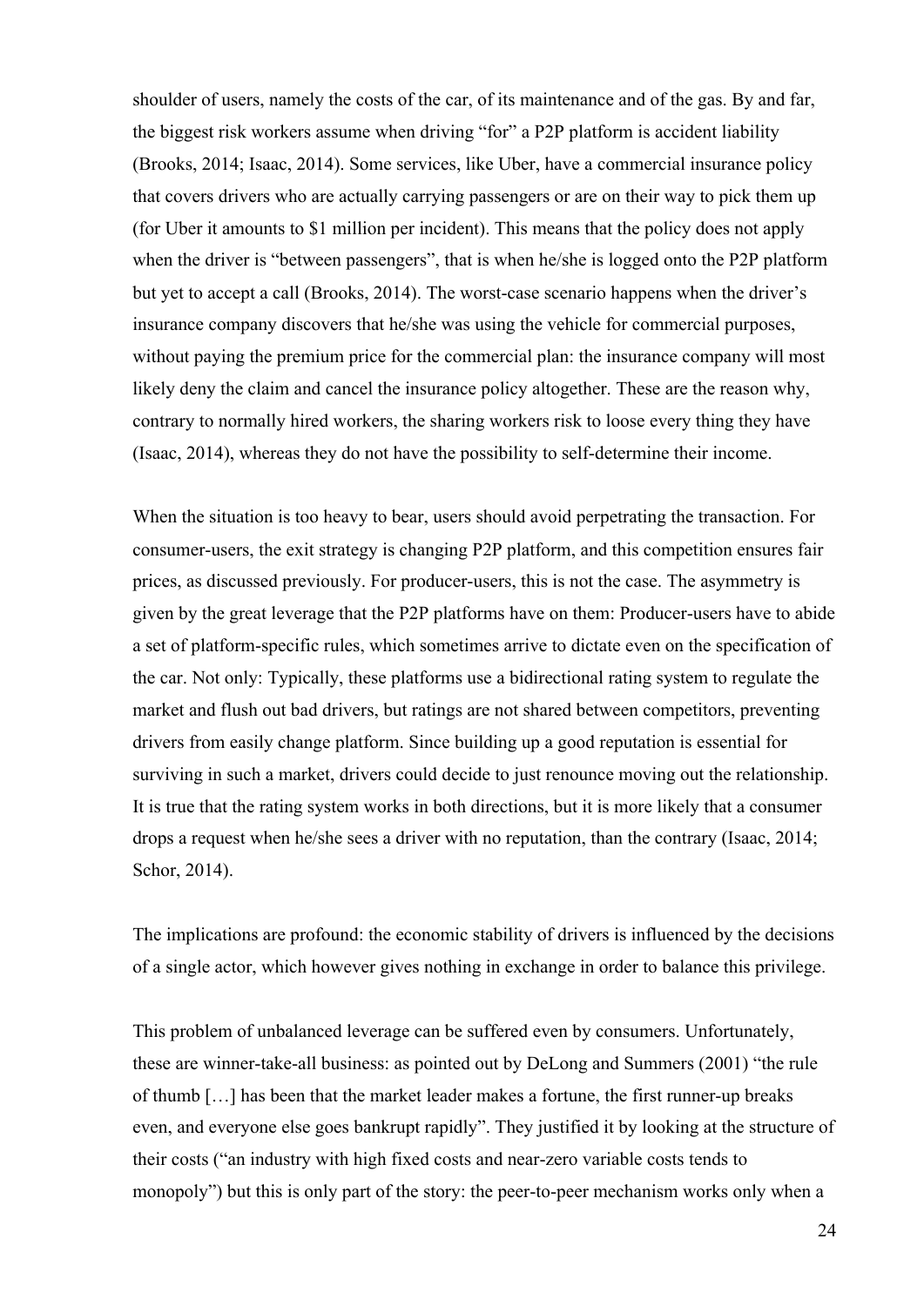shoulder of users, namely the costs of the car, of its maintenance and of the gas. By and far, the biggest risk workers assume when driving "for" a P2P platform is accident liability (Brooks, 2014; Isaac, 2014). Some services, like Uber, have a commercial insurance policy that covers drivers who are actually carrying passengers or are on their way to pick them up (for Uber it amounts to $1 million per incident). This means that the policy does not apply when the driver is "between passengers", that is when he/she is logged onto the P2P platform but yet to accept a call (Brooks, 2014). The worst-case scenario happens when the driver's insurance company discovers that he/she was using the vehicle for commercial purposes, without paying the premium price for the commercial plan: the insurance company will most likely deny the claim and cancel the insurance policy altogether. These are the reason why, contrary to normally hired workers, the sharing workers risk to loose every thing they have (Isaac, 2014), whereas they do not have the possibility to self-determine their income.

When the situation is too heavy to bear, users should avoid perpetrating the transaction. For consumer-users, the exit strategy is changing P2P platform, and this competition ensures fair prices, as discussed previously. For producer-users, this is not the case. The asymmetry is given by the great leverage that the P2P platforms have on them: Producer-users have to abide a set of platform-specific rules, which sometimes arrive to dictate even on the specification of the car. Not only: Typically, these platforms use a bidirectional rating system to regulate the market and flush out bad drivers, but ratings are not shared between competitors, preventing drivers from easily change platform. Since building up a good reputation is essential for surviving in such a market, drivers could decide to just renounce moving out the relationship. It is true that the rating system works in both directions, but it is more likely that a consumer drops a request when he/she sees a driver with no reputation, than the contrary (Isaac, 2014; Schor, 2014).

The implications are profound: the economic stability of drivers is influenced by the decisions of a single actor, which however gives nothing in exchange in order to balance this privilege.

This problem of unbalanced leverage can be suffered even by consumers. Unfortunately, these are winner-take-all business: as pointed out by DeLong and Summers (2001) "the rule of thumb […] has been that the market leader makes a fortune, the first runner-up breaks even, and everyone else goes bankrupt rapidly". They justified it by looking at the structure of their costs ("an industry with high fixed costs and near-zero variable costs tends to monopoly") but this is only part of the story: the peer-to-peer mechanism works only when a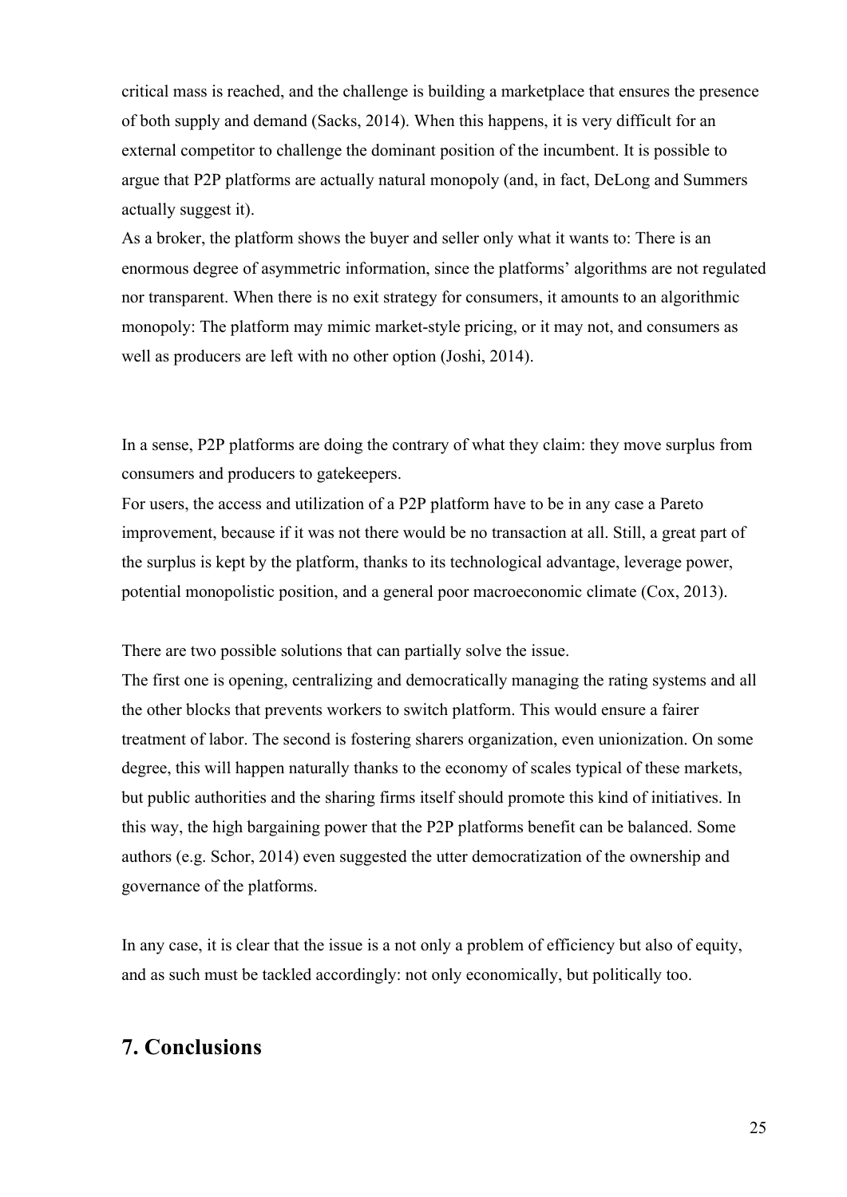critical mass is reached, and the challenge is building a marketplace that ensures the presence of both supply and demand (Sacks, 2014). When this happens, it is very difficult for an external competitor to challenge the dominant position of the incumbent. It is possible to argue that P2P platforms are actually natural monopoly (and, in fact, DeLong and Summers actually suggest it).

As a broker, the platform shows the buyer and seller only what it wants to: There is an enormous degree of asymmetric information, since the platforms' algorithms are not regulated nor transparent. When there is no exit strategy for consumers, it amounts to an algorithmic monopoly: The platform may mimic market-style pricing, or it may not, and consumers as well as producers are left with no other option (Joshi, 2014).

In a sense, P2P platforms are doing the contrary of what they claim: they move surplus from consumers and producers to gatekeepers.

For users, the access and utilization of a P2P platform have to be in any case a Pareto improvement, because if it was not there would be no transaction at all. Still, a great part of the surplus is kept by the platform, thanks to its technological advantage, leverage power, potential monopolistic position, and a general poor macroeconomic climate (Cox, 2013).

There are two possible solutions that can partially solve the issue.

The first one is opening, centralizing and democratically managing the rating systems and all the other blocks that prevents workers to switch platform. This would ensure a fairer treatment of labor. The second is fostering sharers organization, even unionization. On some degree, this will happen naturally thanks to the economy of scales typical of these markets, but public authorities and the sharing firms itself should promote this kind of initiatives. In this way, the high bargaining power that the P2P platforms benefit can be balanced. Some authors (e.g. Schor, 2014) even suggested the utter democratization of the ownership and governance of the platforms.

In any case, it is clear that the issue is a not only a problem of efficiency but also of equity, and as such must be tackled accordingly: not only economically, but politically too.

## 7. Conclusions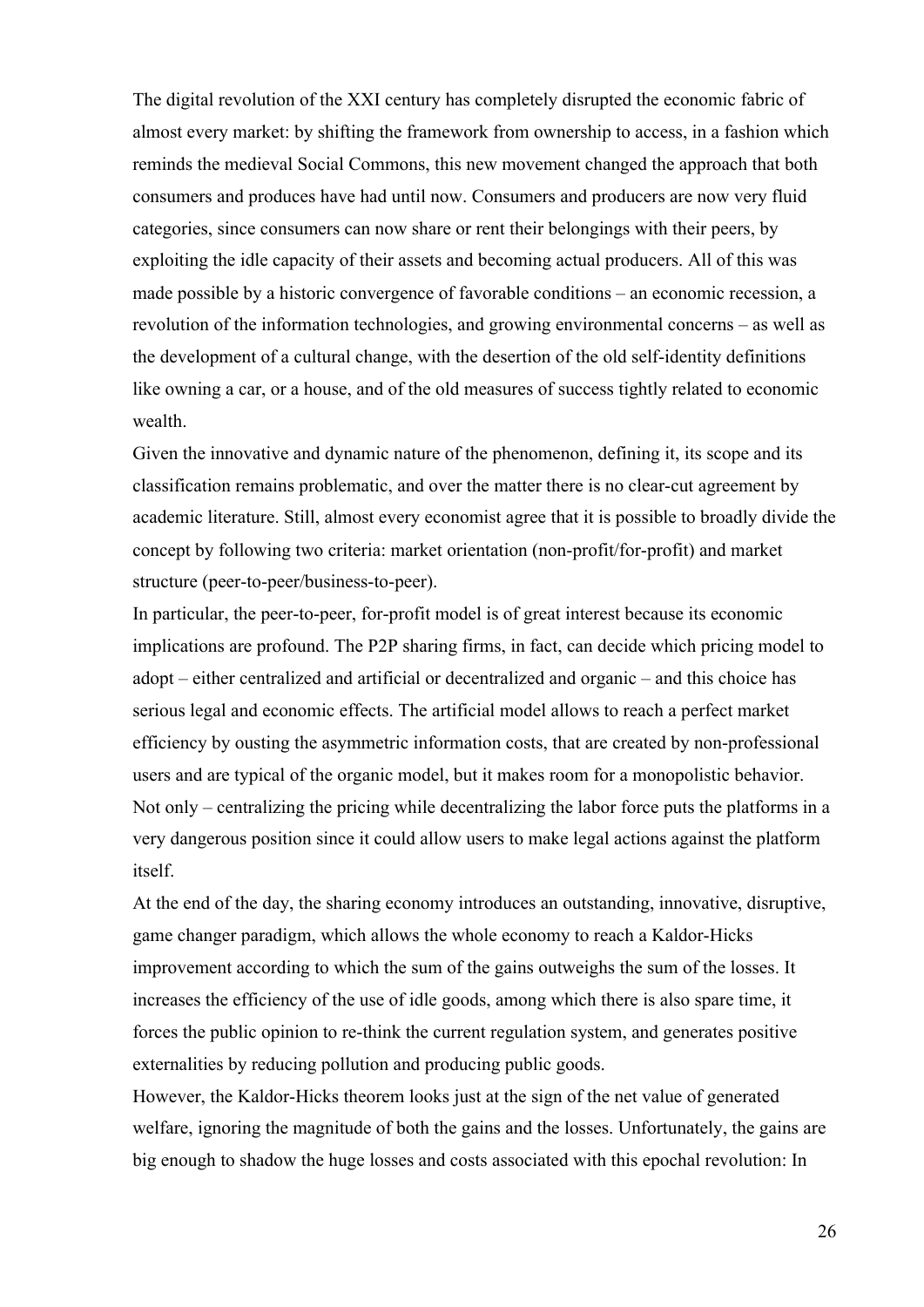The digital revolution of the XXI century has completely disrupted the economic fabric of almost every market: by shifting the framework from ownership to access, in a fashion which reminds the medieval Social Commons, this new movement changed the approach that both consumers and produces have had until now. Consumers and producers are now very fluid categories, since consumers can now share or rent their belongings with their peers, by exploiting the idle capacity of their assets and becoming actual producers. All of this was made possible by a historic convergence of favorable conditions – an economic recession, a revolution of the information technologies, and growing environmental concerns – as well as the development of a cultural change, with the desertion of the old self-identity definitions like owning a car, or a house, and of the old measures of success tightly related to economic wealth.

Given the innovative and dynamic nature of the phenomenon, defining it, its scope and its classification remains problematic, and over the matter there is no clear-cut agreement by academic literature. Still, almost every economist agree that it is possible to broadly divide the concept by following two criteria: market orientation (non-profit/for-profit) and market structure (peer-to-peer/business-to-peer).

In particular, the peer-to-peer, for-profit model is of great interest because its economic implications are profound. The P2P sharing firms, in fact, can decide which pricing model to adopt – either centralized and artificial or decentralized and organic – and this choice has serious legal and economic effects. The artificial model allows to reach a perfect market efficiency by ousting the asymmetric information costs, that are created by non-professional users and are typical of the organic model, but it makes room for a monopolistic behavior. Not only – centralizing the pricing while decentralizing the labor force puts the platforms in a very dangerous position since it could allow users to make legal actions against the platform itself.

At the end of the day, the sharing economy introduces an outstanding, innovative, disruptive, game changer paradigm, which allows the whole economy to reach a Kaldor-Hicks improvement according to which the sum of the gains outweighs the sum of the losses. It increases the efficiency of the use of idle goods, among which there is also spare time, it forces the public opinion to re-think the current regulation system, and generates positive externalities by reducing pollution and producing public goods.

However, the Kaldor-Hicks theorem looks just at the sign of the net value of generated welfare, ignoring the magnitude of both the gains and the losses. Unfortunately, the gains are big enough to shadow the huge losses and costs associated with this epochal revolution: In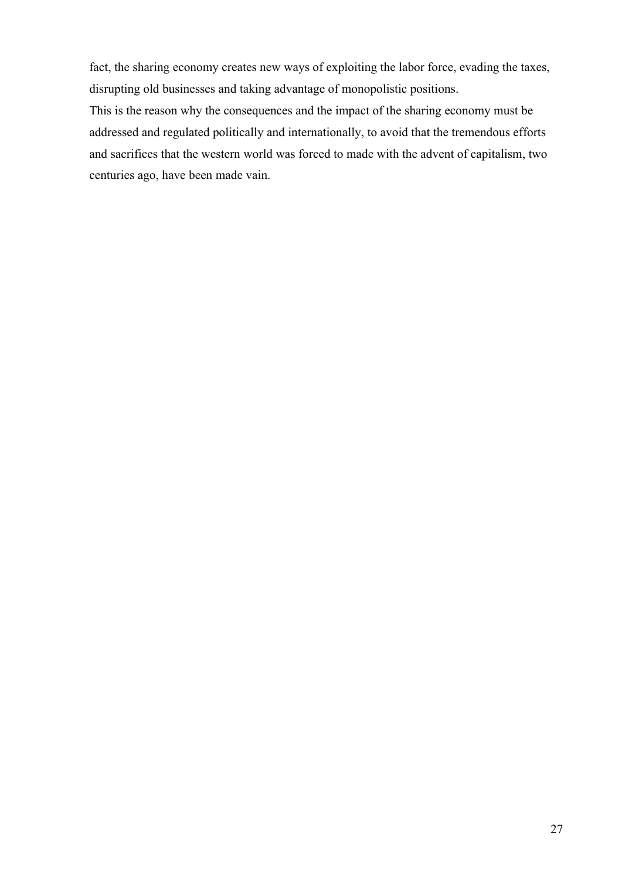fact, the sharing economy creates new ways of exploiting the labor force, evading the taxes, disrupting old businesses and taking advantage of monopolistic positions.

This is the reason why the consequences and the impact of the sharing economy must be addressed and regulated politically and internationally, to avoid that the tremendous efforts and sacrifices that the western world was forced to made with the advent of capitalism, two centuries ago, have been made vain.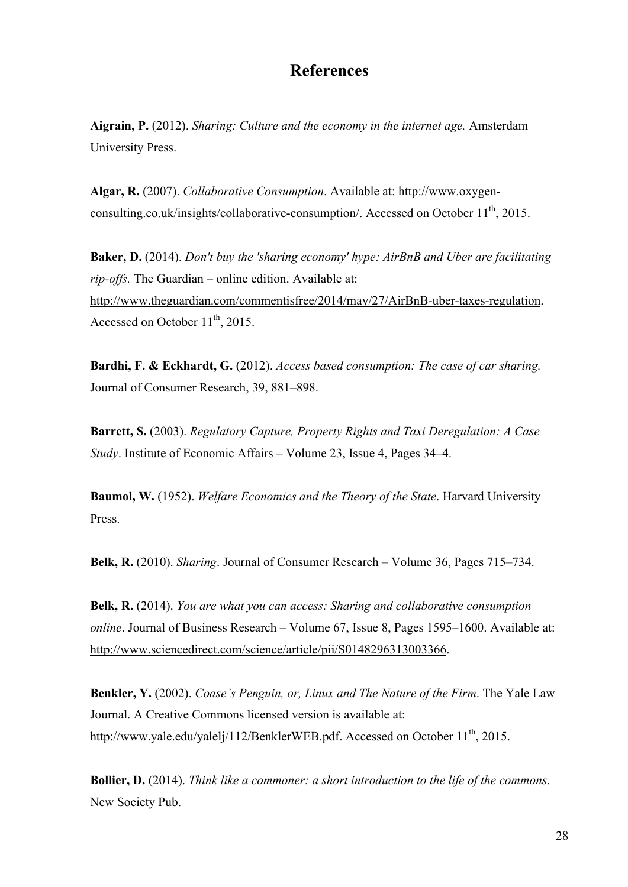# References

**Aigrain, P.** (2012). *Sharing: Culture and the economy in the internet age.* Amsterdam University Press.

**Algar, R.** (2007). *Collaborative Consumption*. Available at: http://www.oxygen-consulting.co.uk/insights/collaborative-consumption/. Accessed on October 11th, 2015.

**Baker, D.** (2014). *Don't buy the 'sharing economy' hype: AirBnB and Uber are facilitating rip-offs.* The Guardian – online edition. Available at: http://www.theguardian.com/commentisfree/2014/may/27/AirBnB-uber-taxes-regulation. Accessed on October 11th, 2015.

**Bardhi, F. & Eckhardt, G.** (2012). *Access based consumption: The case of car sharing.* Journal of Consumer Research, 39, 881–898.

**Barrett, S.** (2003). *Regulatory Capture, Property Rights and Taxi Deregulation: A Case Study*. Institute of Economic Affairs – Volume 23, Issue 4, Pages 34–4.

**Baumol, W.** (1952). *Welfare Economics and the Theory of the State*. Harvard University Press.

**Belk, R.** (2010). *Sharing*. Journal of Consumer Research – Volume 36, Pages 715–734.

**Belk, R.** (2014). *You are what you can access: Sharing and collaborative consumption online*. Journal of Business Research – Volume 67, Issue 8, Pages 1595–1600. Available at: http://www.sciencedirect.com/science/article/pii/S0148296313003366.

**Benkler, Y.** (2002). *Coase's Penguin, or, Linux and The Nature of the Firm*. The Yale Law Journal. A Creative Commons licensed version is available at: http://www.yale.edu/yalelj/112/BenklerWEB.pdf. Accessed on October 11th, 2015.

**Bollier, D.** (2014). *Think like a commoner: a short introduction to the life of the commons*. New Society Pub.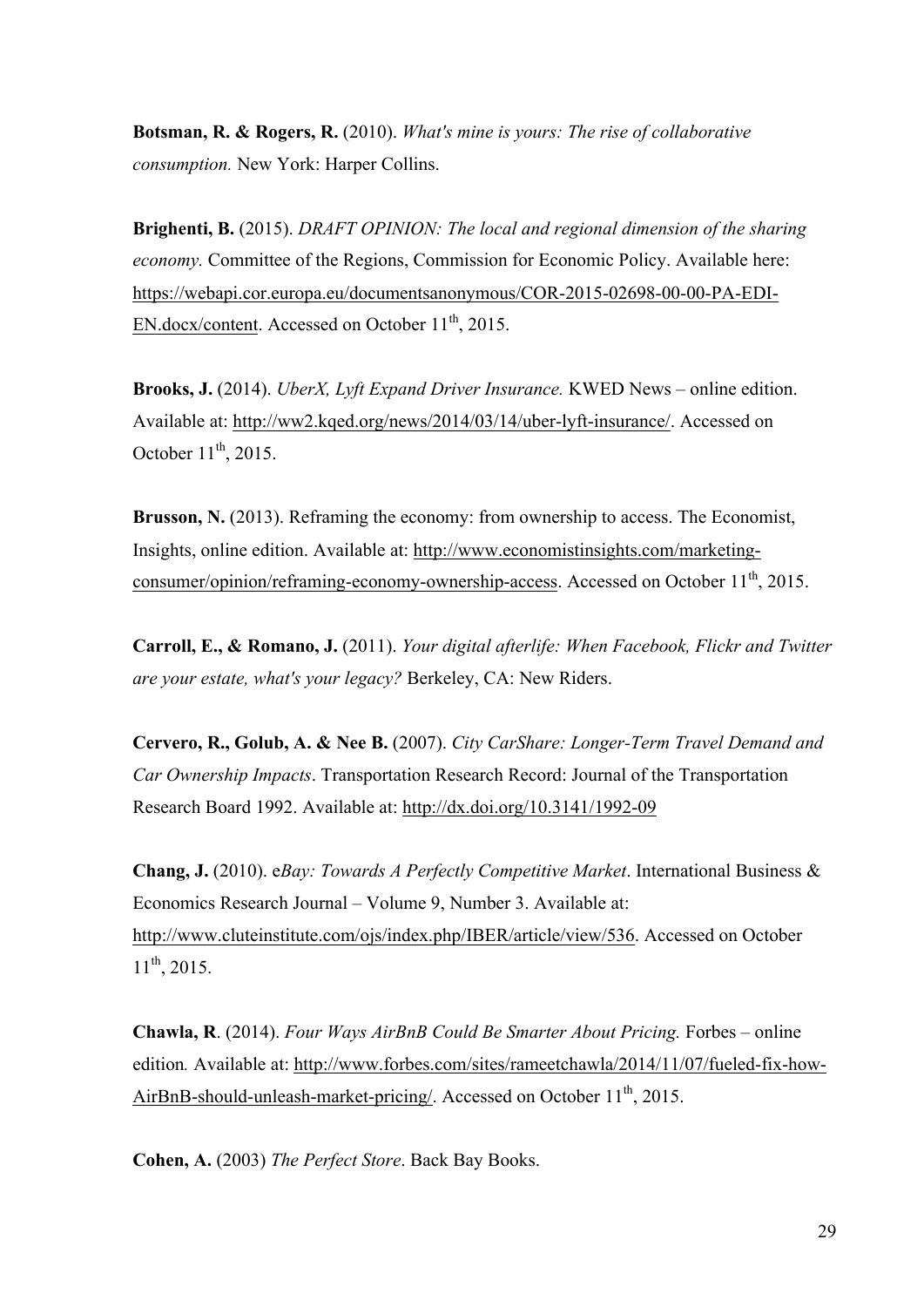**Botsman, R. & Rogers, R.** (2010). *What's mine is yours: The rise of collaborative consumption.* New York: Harper Collins.

**Brighenti, B.** (2015). *DRAFT OPINION: The local and regional dimension of the sharing economy.* Committee of the Regions, Commission for Economic Policy. Available here: https://webapi.cor.europa.eu/documentsanonymous/COR-2015-02698-00-00-PA-EDI-EN.docx/content. Accessed on October 11th, 2015.

**Brooks, J.** (2014). *UberX, Lyft Expand Driver Insurance.* KWED News – online edition. Available at: http://ww2.kqed.org/news/2014/03/14/uber-lyft-insurance/. Accessed on October 11th, 2015.

**Brusson, N.** (2013). Reframing the economy: from ownership to access. The Economist, Insights, online edition. Available at: http://www.economistinsights.com/marketing-consumer/opinion/reframing-economy-ownership-access. Accessed on October 11th, 2015.

**Carroll, E., & Romano, J.** (2011). *Your digital afterlife: When Facebook, Flickr and Twitter are your estate, what's your legacy?* Berkeley, CA: New Riders.

**Cervero, R., Golub, A. & Nee B.** (2007). *City CarShare: Longer-Term Travel Demand and Car Ownership Impacts*. Transportation Research Record: Journal of the Transportation Research Board 1992. Available at: http://dx.doi.org/10.3141/1992-09

**Chang, J.** (2010). e*Bay: Towards A Perfectly Competitive Market*. International Business & Economics Research Journal – Volume 9, Number 3. Available at: http://www.cluteinstitute.com/ojs/index.php/IBER/article/view/536. Accessed on October 11th, 2015.

**Chawla, R**. (2014). *Four Ways AirBnB Could Be Smarter About Pricing.* Forbes – online edition*.* Available at: http://www.forbes.com/sites/rameetchawla/2014/11/07/fueled-fix-how-AirBnB-should-unleash-market-pricing/. Accessed on October 11th, 2015.

**Cohen, A.** (2003) *The Perfect Store*. Back Bay Books.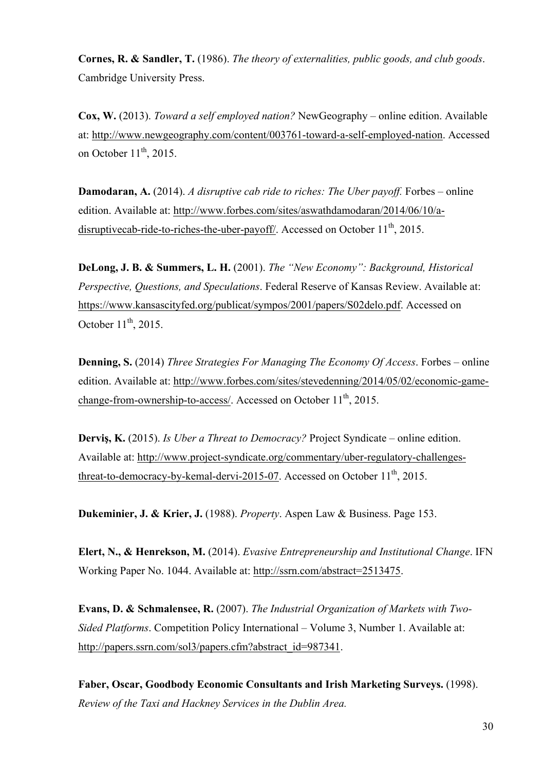**Cornes, R. & Sandler, T.** (1986). *The theory of externalities, public goods, and club goods*. Cambridge University Press.

**Cox, W.** (2013). *Toward a self employed nation?* NewGeography – online edition. Available at: http://www.newgeography.com/content/003761-toward-a-self-employed-nation. Accessed on October 11th, 2015.

**Damodaran, A.** (2014). *A disruptive cab ride to riches: The Uber payoff.* Forbes – online edition. Available at: http://www.forbes.com/sites/aswathdamodaran/2014/06/10/a-disruptivecab-ride-to-riches-the-uber-payoff/. Accessed on October 11th, 2015.

**DeLong, J. B. & Summers, L. H.** (2001). *The "New Economy": Background, Historical Perspective, Questions, and Speculations*. Federal Reserve of Kansas Review. Available at: https://www.kansascityfed.org/publicat/sympos/2001/papers/S02delo.pdf. Accessed on October 11th, 2015.

**Denning, S.** (2014) *Three Strategies For Managing The Economy Of Access*. Forbes – online edition. Available at: http://www.forbes.com/sites/stevedenning/2014/05/02/economic-game-change-from-ownership-to-access/. Accessed on October 11th, 2015.

**Derviş, K.** (2015). *Is Uber a Threat to Democracy?* Project Syndicate – online edition. Available at: http://www.project-syndicate.org/commentary/uber-regulatory-challenges-threat-to-democracy-by-kemal-dervi-2015-07. Accessed on October 11th, 2015.

**Dukeminier, J. & Krier, J.** (1988). *Property*. Aspen Law & Business. Page 153.

**Elert, N., & Henrekson, M.** (2014). *Evasive Entrepreneurship and Institutional Change*. IFN Working Paper No. 1044. Available at: http://ssrn.com/abstract=2513475.

**Evans, D. & Schmalensee, R.** (2007). *The Industrial Organization of Markets with Two-Sided Platforms*. Competition Policy International – Volume 3, Number 1. Available at: http://papers.ssrn.com/sol3/papers.cfm?abstract_id=987341.

**Faber, Oscar, Goodbody Economic Consultants and Irish Marketing Surveys.** (1998). *Review of the Taxi and Hackney Services in the Dublin Area.*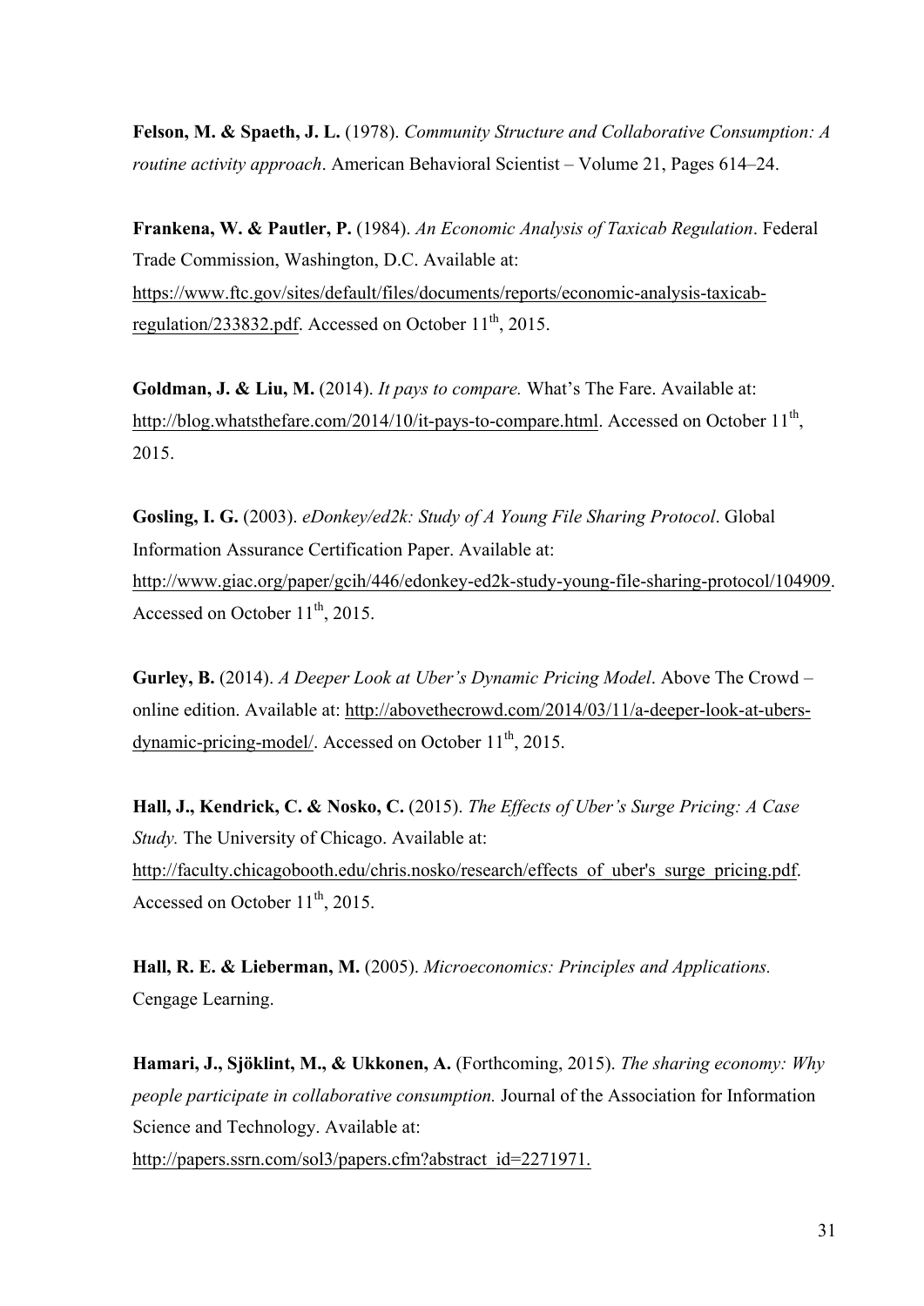**Felson, M. & Spaeth, J. L.** (1978). *Community Structure and Collaborative Consumption: A routine activity approach*. American Behavioral Scientist – Volume 21, Pages 614–24.

**Frankena, W. & Pautler, P.** (1984). *An Economic Analysis of Taxicab Regulation*. Federal Trade Commission, Washington, D.C. Available at: https://www.ftc.gov/sites/default/files/documents/reports/economic-analysis-taxicab-regulation/233832.pdf. Accessed on October 11th, 2015.

**Goldman, J. & Liu, M.** (2014). *It pays to compare.* What's The Fare. Available at: http://blog.whatsthefare.com/2014/10/it-pays-to-compare.html. Accessed on October 11th, 2015.

**Gosling, I. G.** (2003). *eDonkey/ed2k: Study of A Young File Sharing Protocol*. Global Information Assurance Certification Paper. Available at: http://www.giac.org/paper/gcih/446/edonkey-ed2k-study-young-file-sharing-protocol/104909. Accessed on October 11th, 2015.

**Gurley, B.** (2014). *A Deeper Look at Uber's Dynamic Pricing Model*. Above The Crowd – online edition. Available at: http://abovethecrowd.com/2014/03/11/a-deeper-look-at-ubers-dynamic-pricing-model/. Accessed on October 11th, 2015.

**Hall, J., Kendrick, C. & Nosko, C.** (2015). *The Effects of Uber's Surge Pricing: A Case Study.* The University of Chicago. Available at: http://faculty.chicagobooth.edu/chris.nosko/research/effects_of_uber's_surge_pricing.pdf. Accessed on October 11th, 2015.

**Hall, R. E. & Lieberman, M.** (2005). *Microeconomics: Principles and Applications.* Cengage Learning.

**Hamari, J., Sjöklint, M., & Ukkonen, A.** (Forthcoming, 2015). *The sharing economy: Why people participate in collaborative consumption.* Journal of the Association for Information Science and Technology. Available at: http://papers.ssrn.com/sol3/papers.cfm?abstract_id=2271971.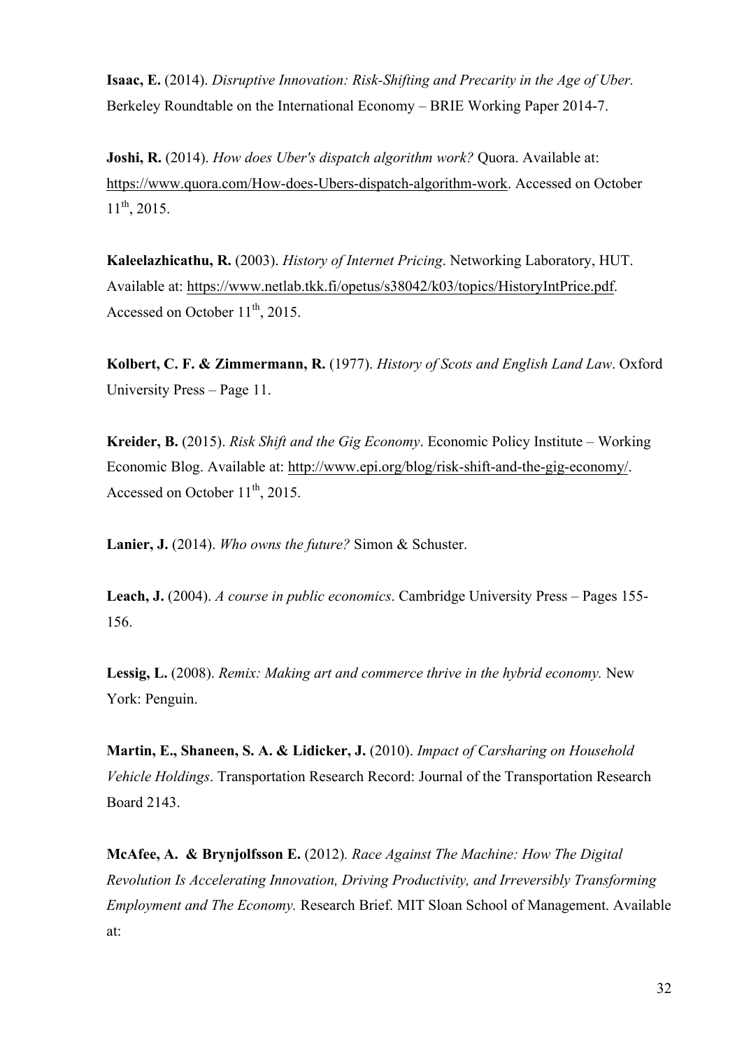**Isaac, E.** (2014). *Disruptive Innovation: Risk-Shifting and Precarity in the Age of Uber.* Berkeley Roundtable on the International Economy – BRIE Working Paper 2014-7.

**Joshi, R.** (2014). *How does Uber's dispatch algorithm work?* Quora. Available at: https://www.quora.com/How-does-Ubers-dispatch-algorithm-work. Accessed on October 11th, 2015.

**Kaleelazhicathu, R.** (2003). *History of Internet Pricing*. Networking Laboratory, HUT. Available at: https://www.netlab.tkk.fi/opetus/s38042/k03/topics/HistoryIntPrice.pdf. Accessed on October 11th, 2015.

**Kolbert, C. F. & Zimmermann, R.** (1977). *History of Scots and English Land Law*. Oxford University Press – Page 11.

**Kreider, B.** (2015). *Risk Shift and the Gig Economy*. Economic Policy Institute – Working Economic Blog. Available at: http://www.epi.org/blog/risk-shift-and-the-gig-economy/. Accessed on October 11th, 2015.

**Lanier, J.** (2014). *Who owns the future?* Simon & Schuster.

**Leach, J.** (2004). *A course in public economics*. Cambridge University Press – Pages 155-156.

**Lessig, L.** (2008). *Remix: Making art and commerce thrive in the hybrid economy.* New York: Penguin.

**Martin, E., Shaneen, S. A. & Lidicker, J.** (2010). *Impact of Carsharing on Household Vehicle Holdings*. Transportation Research Record: Journal of the Transportation Research Board 2143.

**McAfee, A. & Brynjolfsson E.** (2012)*. Race Against The Machine: How The Digital Revolution Is Accelerating Innovation, Driving Productivity, and Irreversibly Transforming Employment and The Economy.* Research Brief. MIT Sloan School of Management. Available at: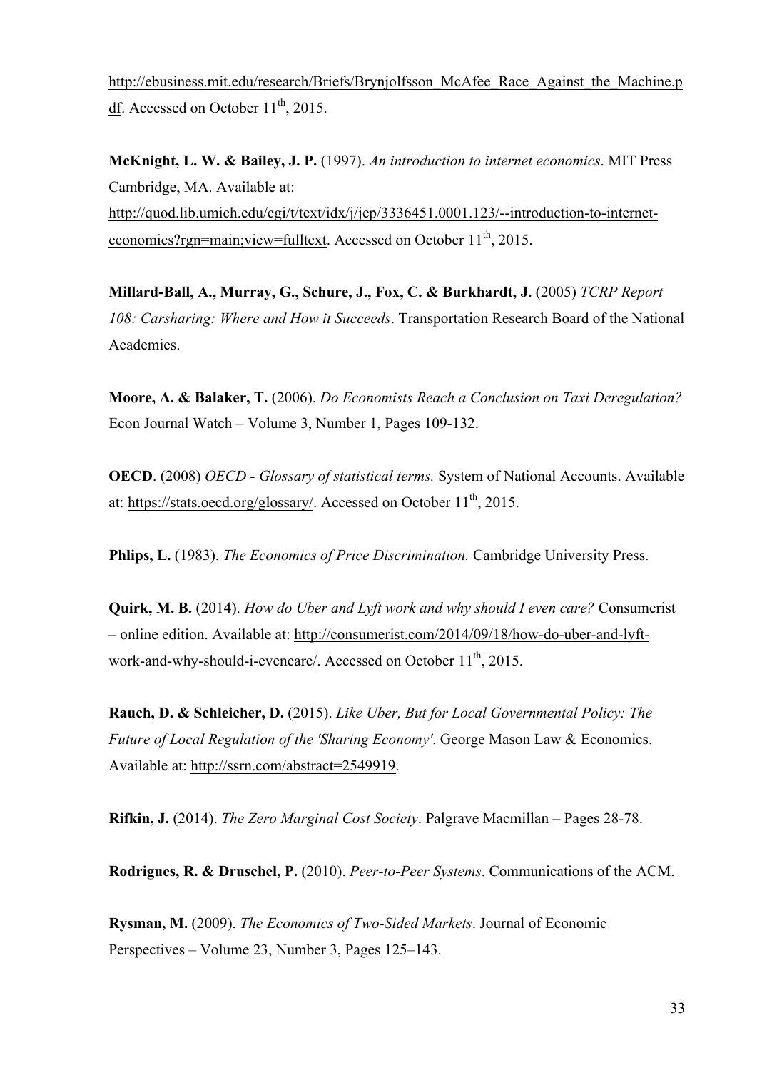http://ebusiness.mit.edu/research/Briefs/Brynjolfsson_McAfee_Race_Against_the_Machine.pdf. Accessed on October 11th, 2015.

**McKnight, L. W. & Bailey, J. P.** (1997). *An introduction to internet economics*. MIT Press Cambridge, MA. Available at: http://quod.lib.umich.edu/cgi/t/text/idx/j/jep/3336451.0001.123/--introduction-to-internet-economics?rgn=main;view=fulltext. Accessed on October 11th, 2015.

**Millard-Ball, A., Murray, G., Schure, J., Fox, C. & Burkhardt, J.** (2005) *TCRP Report 108: Carsharing: Where and How it Succeeds*. Transportation Research Board of the National Academies.

**Moore, A. & Balaker, T.** (2006). *Do Economists Reach a Conclusion on Taxi Deregulation?* Econ Journal Watch – Volume 3, Number 1, Pages 109-132.

**OECD**. (2008) *OECD - Glossary of statistical terms.* System of National Accounts. Available at: https://stats.oecd.org/glossary/. Accessed on October 11th, 2015.

**Phlips, L.** (1983). *The Economics of Price Discrimination.* Cambridge University Press.

**Quirk, M. B.** (2014). *How do Uber and Lyft work and why should I even care?* Consumerist – online edition. Available at: http://consumerist.com/2014/09/18/how-do-uber-and-lyft-work-and-why-should-i-evencare/. Accessed on October 11th, 2015.

**Rauch, D. & Schleicher, D.** (2015). *Like Uber, But for Local Governmental Policy: The Future of Local Regulation of the 'Sharing Economy'*. George Mason Law & Economics. Available at: http://ssrn.com/abstract=2549919.

**Rifkin, J.** (2014). *The Zero Marginal Cost Society*. Palgrave Macmillan – Pages 28-78.

**Rodrigues, R. & Druschel, P.** (2010). *Peer-to-Peer Systems*. Communications of the ACM.

**Rysman, M.** (2009). *The Economics of Two-Sided Markets*. Journal of Economic Perspectives – Volume 23, Number 3, Pages 125–143.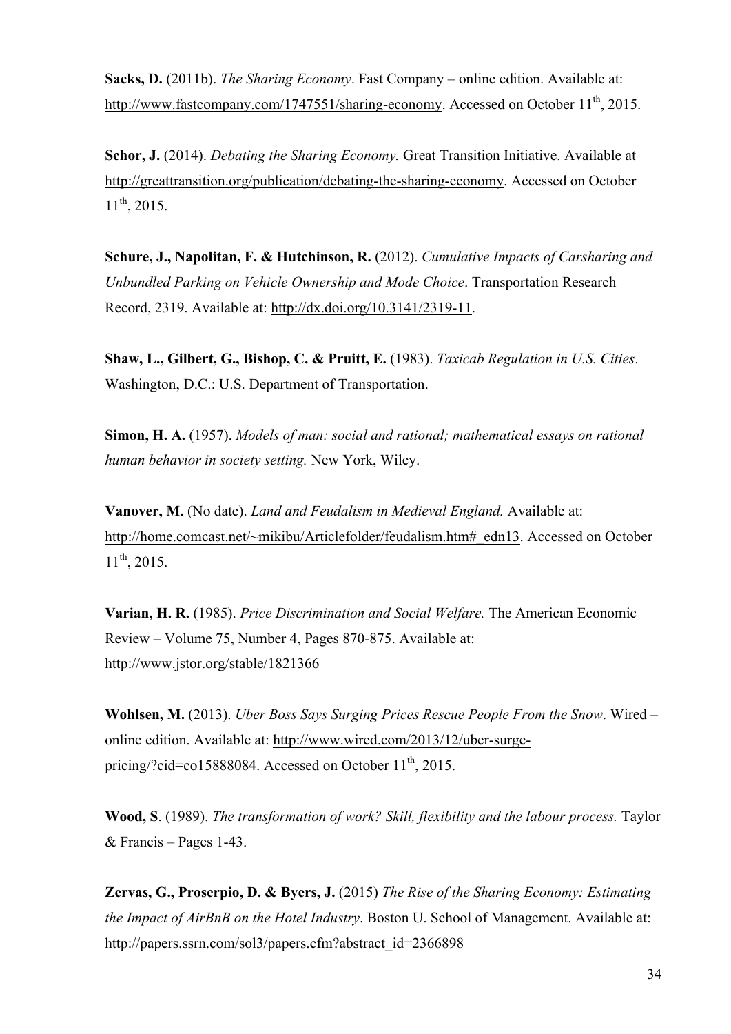**Sacks, D.** (2011b). *The Sharing Economy*. Fast Company – online edition. Available at: http://www.fastcompany.com/1747551/sharing-economy. Accessed on October 11th, 2015.

**Schor, J.** (2014). *Debating the Sharing Economy.* Great Transition Initiative. Available at http://greattransition.org/publication/debating-the-sharing-economy. Accessed on October 11th, 2015.

**Schure, J., Napolitan, F. & Hutchinson, R.** (2012). *Cumulative Impacts of Carsharing and Unbundled Parking on Vehicle Ownership and Mode Choice*. Transportation Research Record, 2319. Available at: http://dx.doi.org/10.3141/2319-11.

**Shaw, L., Gilbert, G., Bishop, C. & Pruitt, E.** (1983). *Taxicab Regulation in U.S. Cities*. Washington, D.C.: U.S. Department of Transportation.

**Simon, H. A.** (1957). *Models of man: social and rational; mathematical essays on rational human behavior in society setting.* New York, Wiley.

**Vanover, M.** (No date). *Land and Feudalism in Medieval England.* Available at: http://home.comcast.net/~mikibu/Articlefolder/feudalism.htm#_edn13. Accessed on October 11th, 2015.

**Varian, H. R.** (1985). *Price Discrimination and Social Welfare.* The American Economic Review – Volume 75, Number 4, Pages 870-875. Available at: http://www.jstor.org/stable/1821366

**Wohlsen, M.** (2013). *Uber Boss Says Surging Prices Rescue People From the Snow*. Wired – online edition. Available at: http://www.wired.com/2013/12/uber-surge-pricing/?cid=co15888084. Accessed on October 11th, 2015.

**Wood, S**. (1989). *The transformation of work? Skill, flexibility and the labour process.* Taylor & Francis – Pages 1-43.

**Zervas, G., Proserpio, D. & Byers, J.** (2015) *The Rise of the Sharing Economy: Estimating the Impact of AirBnB on the Hotel Industry*. Boston U. School of Management. Available at: http://papers.ssrn.com/sol3/papers.cfm?abstract_id=2366898